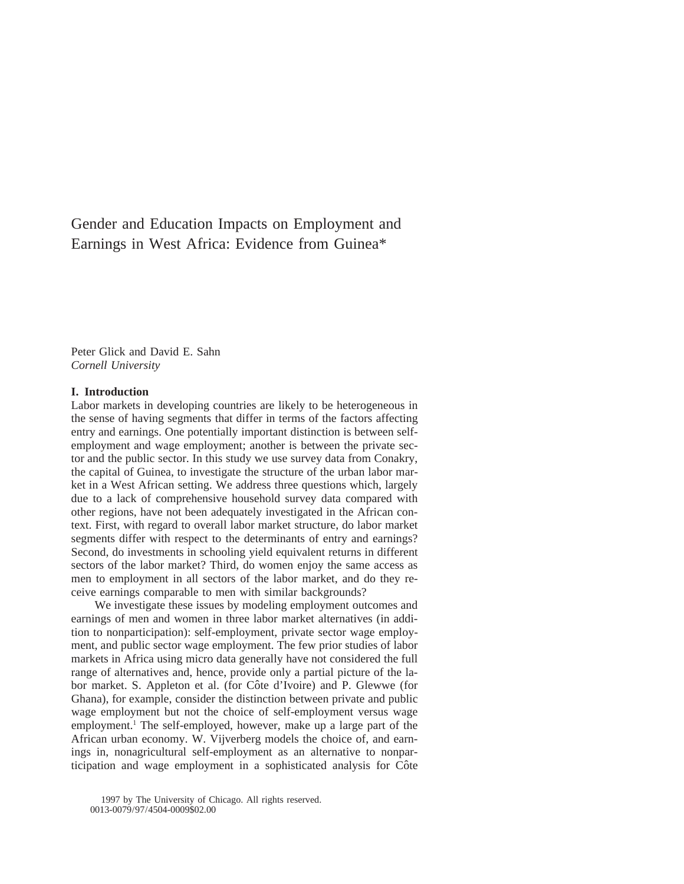# Gender and Education Impacts on Employment and Earnings in West Africa: Evidence from Guinea*

Peter Glick and David E. Sahn
*Cornell University*

## I. Introduction

Labor markets in developing countries are likely to be heterogeneous in the sense of having segments that differ in terms of the factors affecting entry and earnings. One potentially important distinction is between self-employment and wage employment; another is between the private sector and the public sector. In this study we use survey data from Conakry, the capital of Guinea, to investigate the structure of the urban labor market in a West African setting. We address three questions which, largely due to a lack of comprehensive household survey data compared with other regions, have not been adequately investigated in the African context. First, with regard to overall labor market structure, do labor market segments differ with respect to the determinants of entry and earnings? Second, do investments in schooling yield equivalent returns in different sectors of the labor market? Third, do women enjoy the same access as men to employment in all sectors of the labor market, and do they receive earnings comparable to men with similar backgrounds?

We investigate these issues by modeling employment outcomes and earnings of men and women in three labor market alternatives (in addition to nonparticipation): self-employment, private sector wage employment, and public sector wage employment. The few prior studies of labor markets in Africa using micro data generally have not considered the full range of alternatives and, hence, provide only a partial picture of the labor market. S. Appleton et al. (for Côte d'Ivoire) and P. Glewwe (for Ghana), for example, consider the distinction between private and public wage employment but not the choice of self-employment versus wage employment.[1] The self-employed, however, make up a large part of the African urban economy. W. Vijverberg models the choice of, and earnings in, nonagricultural self-employment as an alternative to nonparticipation and wage employment in a sophisticated analysis for Côte

1997 by The University of Chicago. All rights reserved.
0013-0079/97/4504-0009$02.00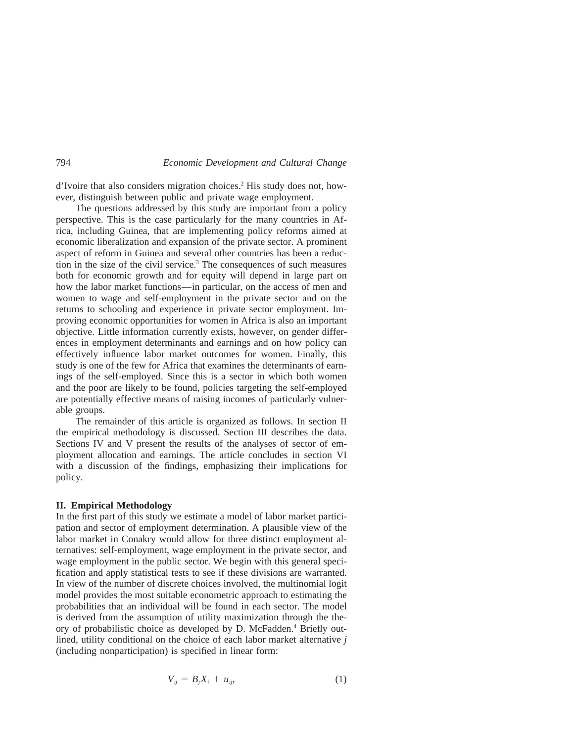d'Ivoire that also considers migration choices.[2] His study does not, however, distinguish between public and private wage employment.

The questions addressed by this study are important from a policy perspective. This is the case particularly for the many countries in Africa, including Guinea, that are implementing policy reforms aimed at economic liberalization and expansion of the private sector. A prominent aspect of reform in Guinea and several other countries has been a reduction in the size of the civil service.[3] The consequences of such measures both for economic growth and for equity will depend in large part on how the labor market functions—in particular, on the access of men and women to wage and self-employment in the private sector and on the returns to schooling and experience in private sector employment. Improving economic opportunities for women in Africa is also an important objective. Little information currently exists, however, on gender differences in employment determinants and earnings and on how policy can effectively influence labor market outcomes for women. Finally, this study is one of the few for Africa that examines the determinants of earnings of the self-employed. Since this is a sector in which both women and the poor are likely to be found, policies targeting the self-employed are potentially effective means of raising incomes of particularly vulnerable groups.

The remainder of this article is organized as follows. In section II the empirical methodology is discussed. Section III describes the data. Sections IV and V present the results of the analyses of sector of employment allocation and earnings. The article concludes in section VI with a discussion of the findings, emphasizing their implications for policy.

## II. Empirical Methodology

In the first part of this study we estimate a model of labor market participation and sector of employment determination. A plausible view of the labor market in Conakry would allow for three distinct employment alternatives: self-employment, wage employment in the private sector, and wage employment in the public sector. We begin with this general specification and apply statistical tests to see if these divisions are warranted. In view of the number of discrete choices involved, the multinomial logit model provides the most suitable econometric approach to estimating the probabilities that an individual will be found in each sector. The model is derived from the assumption of utility maximization through the theory of probabilistic choice as developed by D. McFadden.[4] Briefly outlined, utility conditional on the choice of each labor market alternative $j$ (including nonparticipation) is specified in linear form:

$$V_{ij} = B_j X_i + u_{ij}, \tag{1}$$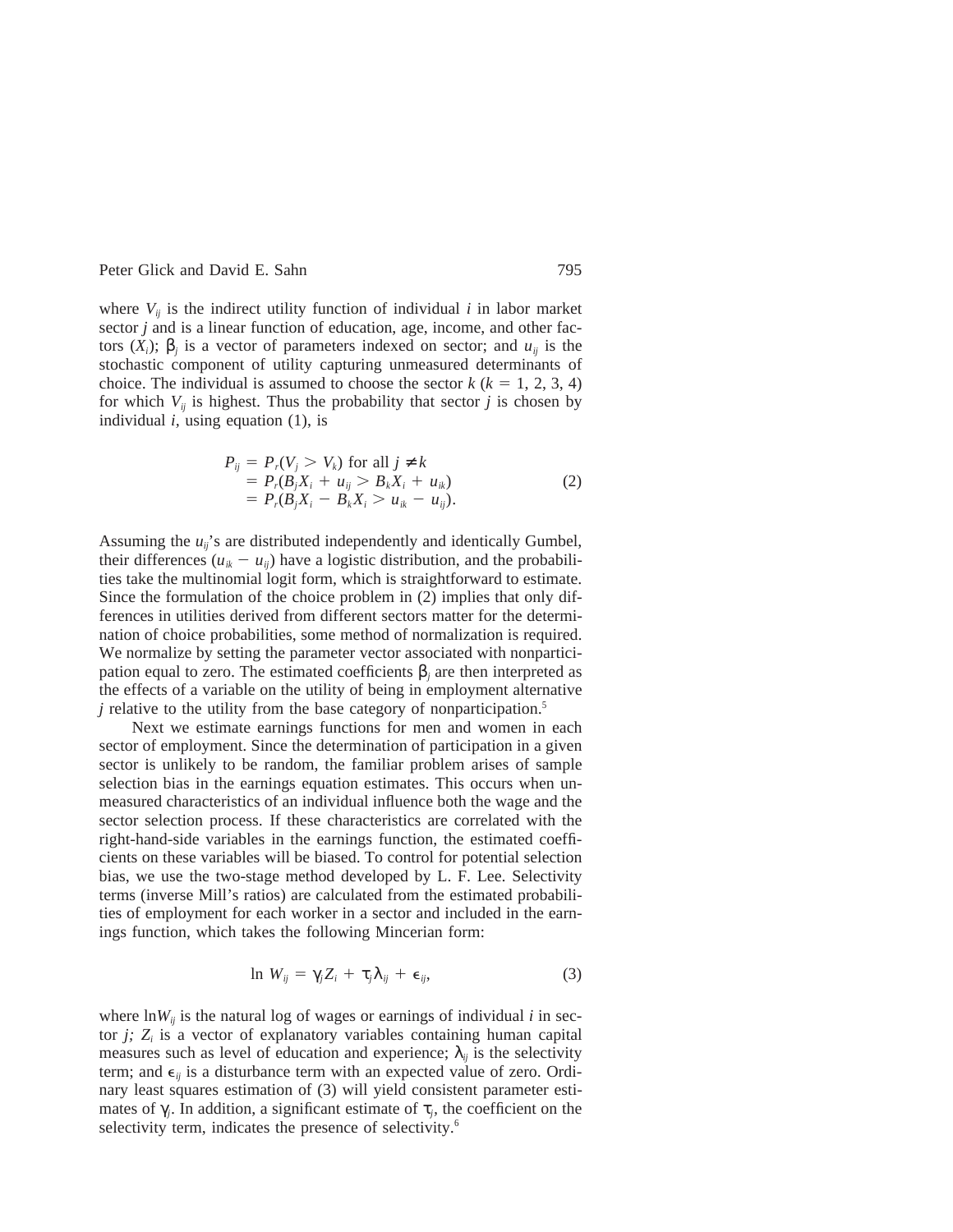where $V_{ij}$ is the indirect utility function of individual $i$ in labor market sector $j$ and is a linear function of education, age, income, and other factors ($X_i$); $\beta_j$ is a vector of parameters indexed on sector; and $u_{ij}$ is the stochastic component of utility capturing unmeasured determinants of choice. The individual is assumed to choose the sector $k$ ($k = 1, 2, 3, 4$) for which $V_{ij}$ is highest. Thus the probability that sector $j$ is chosen by individual $i$, using equation (1), is

$$
\begin{aligned}
P_{ij} &= P_r(V_j > V_k) \text{ for all } j \neq k \\
&= P_r(B_j X_i + u_{ij} > B_k X_i + u_{ik}) \\
&= P_r(B_j X_i - B_k X_i > u_{ik} - u_{ij}).
\end{aligned}
\tag{2}
$$

Assuming the $u_{ij}$'s are distributed independently and identically Gumbel, their differences ($u_{ik} - u_{ij}$) have a logistic distribution, and the probabilities take the multinomial logit form, which is straightforward to estimate. Since the formulation of the choice problem in (2) implies that only differences in utilities derived from different sectors matter for the determination of choice probabilities, some method of normalization is required. We normalize by setting the parameter vector associated with nonparticipation equal to zero. The estimated coefficients $\beta_j$ are then interpreted as the effects of a variable on the utility of being in employment alternative $j$ relative to the utility from the base category of nonparticipation.[5]

Next we estimate earnings functions for men and women in each sector of employment. Since the determination of participation in a given sector is unlikely to be random, the familiar problem arises of sample selection bias in the earnings equation estimates. This occurs when unmeasured characteristics of an individual influence both the wage and the sector selection process. If these characteristics are correlated with the right-hand-side variables in the earnings function, the estimated coefficients on these variables will be biased. To control for potential selection bias, we use the two-stage method developed by L. F. Lee. Selectivity terms (inverse Mill's ratios) are calculated from the estimated probabilities of employment for each worker in a sector and included in the earnings function, which takes the following Mincerian form:

$$
\ln W_{ij} = \gamma_j Z_i + \tau_j \lambda_{ij} + \epsilon_{ij},
\tag{3}
$$

where $\ln W_{ij}$ is the natural log of wages or earnings of individual $i$ in sector $j$; $Z_i$ is a vector of explanatory variables containing human capital measures such as level of education and experience; $\lambda_{ij}$ is the selectivity term; and $\epsilon_{ij}$ is a disturbance term with an expected value of zero. Ordinary least squares estimation of (3) will yield consistent parameter estimates of $\gamma_j$. In addition, a significant estimate of $\tau_j$, the coefficient on the selectivity term, indicates the presence of selectivity.[6]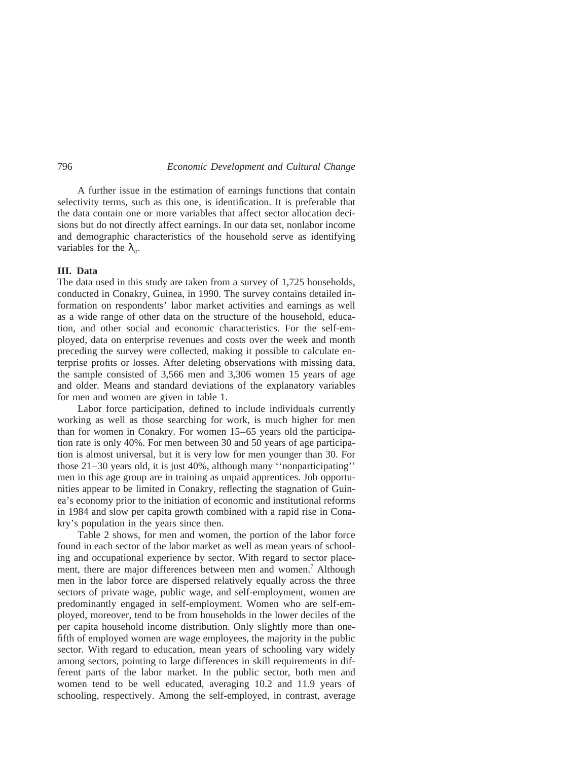A further issue in the estimation of earnings functions that contain selectivity terms, such as this one, is identification. It is preferable that the data contain one or more variables that affect sector allocation decisions but do not directly affect earnings. In our data set, nonlabor income and demographic characteristics of the household serve as identifying variables for the $\lambda_{ij}$.

## III. Data

The data used in this study are taken from a survey of 1,725 households, conducted in Conakry, Guinea, in 1990. The survey contains detailed information on respondents' labor market activities and earnings as well as a wide range of other data on the structure of the household, education, and other social and economic characteristics. For the self-employed, data on enterprise revenues and costs over the week and month preceding the survey were collected, making it possible to calculate enterprise profits or losses. After deleting observations with missing data, the sample consisted of 3,566 men and 3,306 women 15 years of age and older. Means and standard deviations of the explanatory variables for men and women are given in table 1.

Labor force participation, defined to include individuals currently working as well as those searching for work, is much higher for men than for women in Conakry. For women 15–65 years old the participation rate is only 40%. For men between 30 and 50 years of age participation is almost universal, but it is very low for men younger than 30. For those 21–30 years old, it is just 40%, although many "nonparticipating" men in this age group are in training as unpaid apprentices. Job opportunities appear to be limited in Conakry, reflecting the stagnation of Guinea's economy prior to the initiation of economic and institutional reforms in 1984 and slow per capita growth combined with a rapid rise in Conakry's population in the years since then.

Table 2 shows, for men and women, the portion of the labor force found in each sector of the labor market as well as mean years of schooling and occupational experience by sector. With regard to sector placement, there are major differences between men and women.[7] Although men in the labor force are dispersed relatively equally across the three sectors of private wage, public wage, and self-employment, women are predominantly engaged in self-employment. Women who are self-employed, moreover, tend to be from households in the lower deciles of the per capita household income distribution. Only slightly more than one-fifth of employed women are wage employees, the majority in the public sector. With regard to education, mean years of schooling vary widely among sectors, pointing to large differences in skill requirements in different parts of the labor market. In the public sector, both men and women tend to be well educated, averaging 10.2 and 11.9 years of schooling, respectively. Among the self-employed, in contrast, average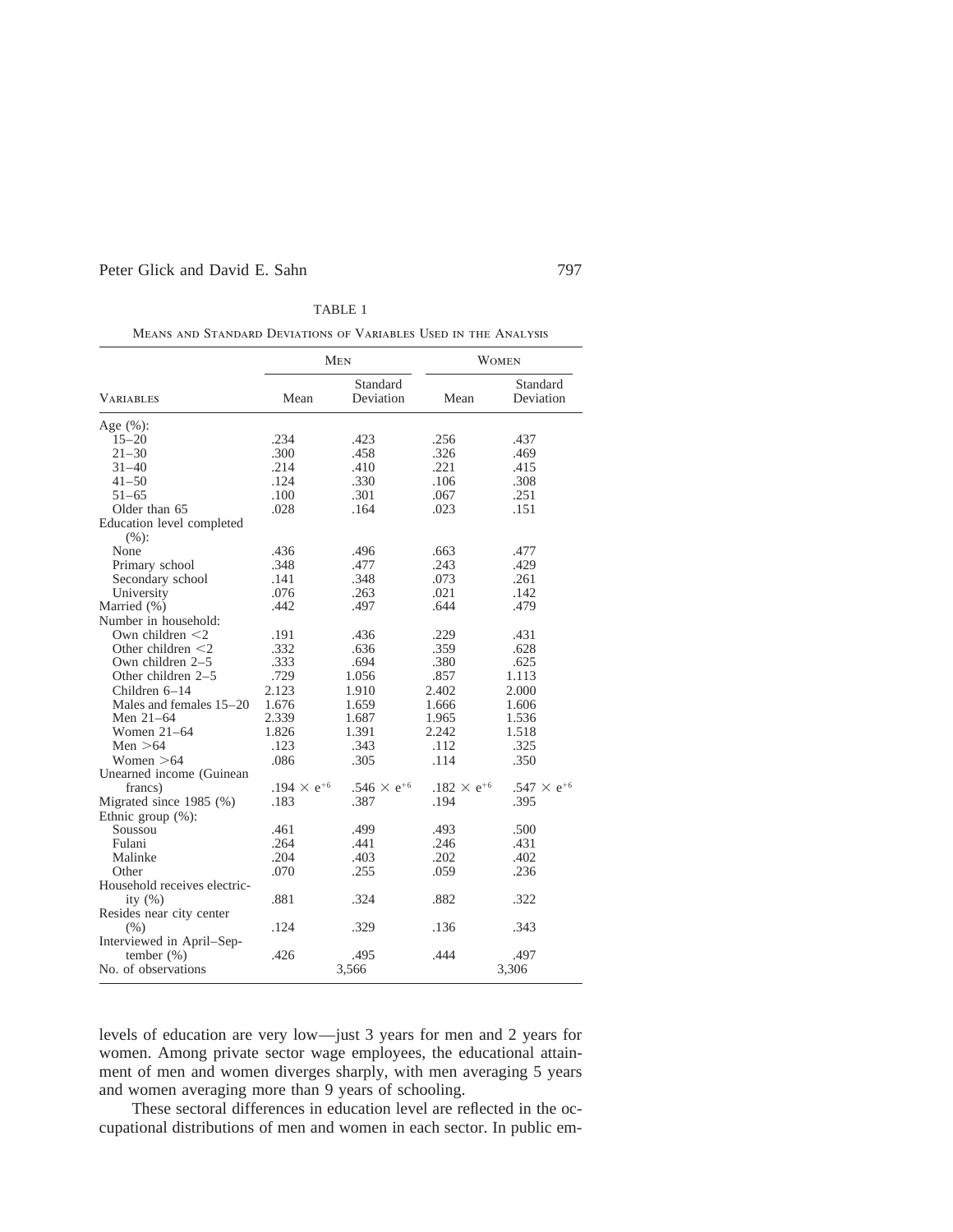TABLE 1

MEANS AND STANDARD DEVIATIONS OF VARIABLES USED IN THE ANALYSIS

| Variables | Men | | Women | |
|---|---|---|---|---|
| | Mean | Standard Deviation | Mean | Standard Deviation |
| Age (%): | | | | |
| 15–20 | .234 | .423 | .256 | .437 |
| 21–30 | .300 | .458 | .326 | .469 |
| 31–40 | .214 | .410 | .221 | .415 |
| 41–50 | .124 | .330 | .106 | .308 |
| 51–65 | .100 | .301 | .067 | .251 |
| Older than 65 | .028 | .164 | .023 | .151 |
| Education level completed (%): | | | | |
| None | .436 | .496 | .663 | .477 |
| Primary school | .348 | .477 | .243 | .429 |
| Secondary school | .141 | .348 | .073 | .261 |
| University | .076 | .263 | .021 | .142 |
| Married (%) | .442 | .497 | .644 | .479 |
| Number in household: | | | | |
| Own children <2 | .191 | .436 | .229 | .431 |
| Other children <2 | .332 | .636 | .359 | .628 |
| Own children 2–5 | .333 | .694 | .380 | .625 |
| Other children 2–5 | .729 | 1.056 | .857 | 1.113 |
| Children 6–14 | 2.123 | 1.910 | 2.402 | 2.000 |
| Males and females 15–20 | 1.676 | 1.659 | 1.666 | 1.606 |
| Men 21–64 | 2.339 | 1.687 | 1.965 | 1.536 |
| Women 21–64 | 1.826 | 1.391 | 2.242 | 1.518 |
| Men >64 | .123 | .343 | .112 | .325 |
| Women >64 | .086 | .305 | .114 | .350 |
| Unearned income (Guinean francs) | $.194 \times e^{+6}$ | $.546 \times e^{+6}$ | $.182 \times e^{+6}$ | $.547 \times e^{+6}$ |
| Migrated since 1985 (%) | .183 | .387 | .194 | .395 |
| Ethnic group (%): | | | | |
| Soussou | .461 | .499 | .493 | .500 |
| Fulani | .264 | .441 | .246 | .431 |
| Malinke | .204 | .403 | .202 | .402 |
| Other | .070 | .255 | .059 | .236 |
| Household receives electricity (%) | .881 | .324 | .882 | .322 |
| Resides near city center (%) | .124 | .329 | .136 | .343 |
| Interviewed in April–September (%) | .426 | .495 | .444 | .497 |
| No. of observations | 3,566 | | 3,306 | |

levels of education are very low—just 3 years for men and 2 years for women. Among private sector wage employees, the educational attainment of men and women diverges sharply, with men averaging 5 years and women averaging more than 9 years of schooling.

These sectoral differences in education level are reflected in the occupational distributions of men and women in each sector. In public em-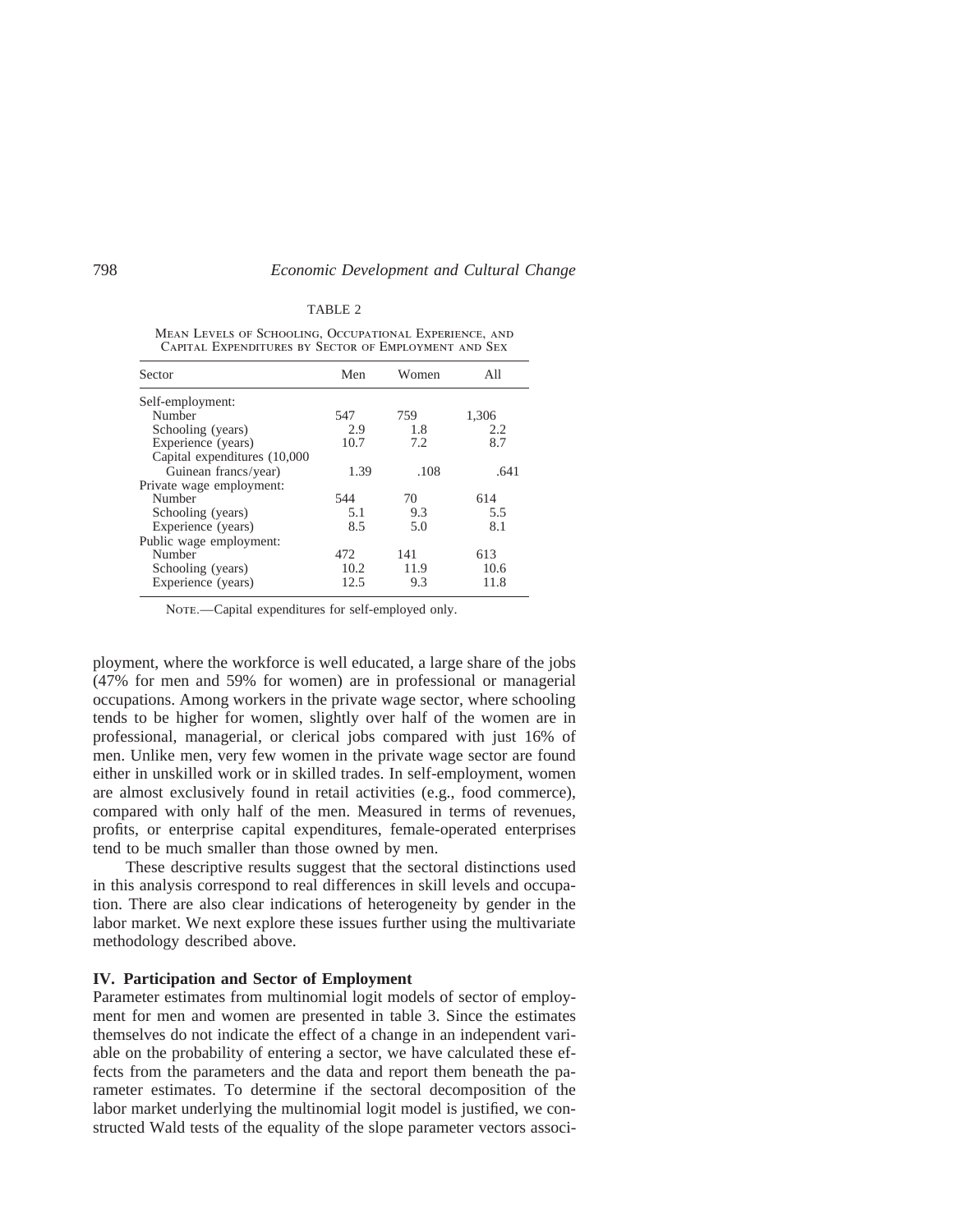TABLE 2

MEAN LEVELS OF SCHOOLING, OCCUPATIONAL EXPERIENCE, AND CAPITAL EXPENDITURES BY SECTOR OF EMPLOYMENT AND SEX

| Sector | Men | Women | All |
|---|---|---|---|
| Self-employment: | | | |
| Number | 547 | 759 | 1,306 |
| Schooling (years) | 2.9 | 1.8 | 2.2 |
| Experience (years) | 10.7 | 7.2 | 8.7 |
| Capital expenditures (10,000 Guinean francs/year) | 1.39 | .108 | .641 |
| Private wage employment: | | | |
| Number | 544 | 70 | 614 |
| Schooling (years) | 5.1 | 9.3 | 5.5 |
| Experience (years) | 8.5 | 5.0 | 8.1 |
| Public wage employment: | | | |
| Number | 472 | 141 | 613 |
| Schooling (years) | 10.2 | 11.9 | 10.6 |
| Experience (years) | 12.5 | 9.3 | 11.8 |

NOTE.—Capital expenditures for self-employed only.

ployment, where the workforce is well educated, a large share of the jobs (47% for men and 59% for women) are in professional or managerial occupations. Among workers in the private wage sector, where schooling tends to be higher for women, slightly over half of the women are in professional, managerial, or clerical jobs compared with just 16% of men. Unlike men, very few women in the private wage sector are found either in unskilled work or in skilled trades. In self-employment, women are almost exclusively found in retail activities (e.g., food commerce), compared with only half of the men. Measured in terms of revenues, profits, or enterprise capital expenditures, female-operated enterprises tend to be much smaller than those owned by men.

These descriptive results suggest that the sectoral distinctions used in this analysis correspond to real differences in skill levels and occupation. There are also clear indications of heterogeneity by gender in the labor market. We next explore these issues further using the multivariate methodology described above.

## IV. Participation and Sector of Employment

Parameter estimates from multinomial logit models of sector of employment for men and women are presented in table 3. Since the estimates themselves do not indicate the effect of a change in an independent variable on the probability of entering a sector, we have calculated these effects from the parameters and the data and report them beneath the parameter estimates. To determine if the sectoral decomposition of the labor market underlying the multinomial logit model is justified, we constructed Wald tests of the equality of the slope parameter vectors associ-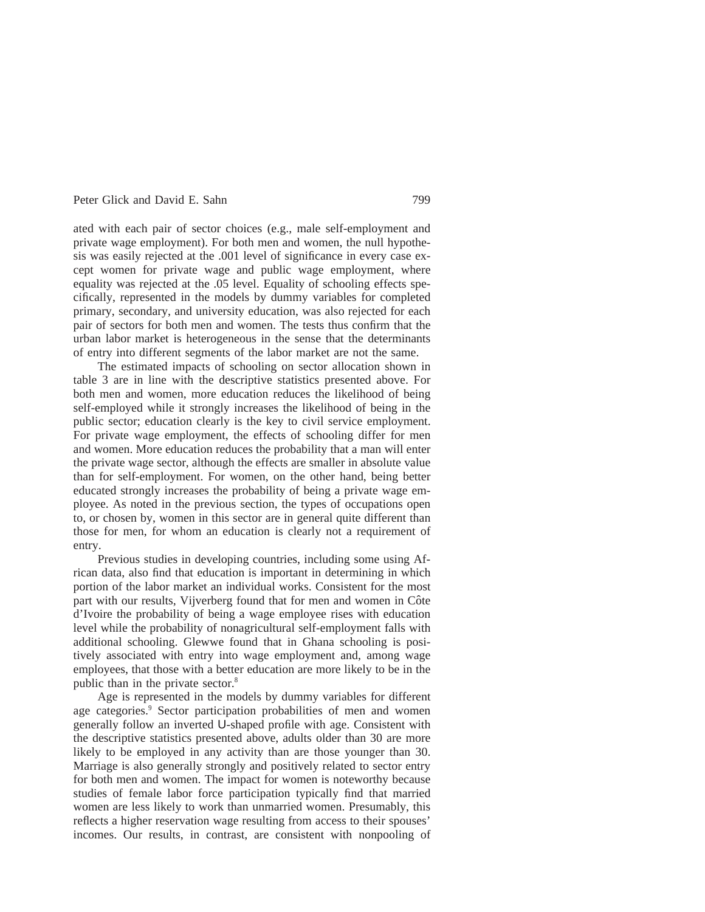ated with each pair of sector choices (e.g., male self-employment and private wage employment). For both men and women, the null hypothesis was easily rejected at the .001 level of significance in every case except women for private wage and public wage employment, where equality was rejected at the .05 level. Equality of schooling effects specifically, represented in the models by dummy variables for completed primary, secondary, and university education, was also rejected for each pair of sectors for both men and women. The tests thus confirm that the urban labor market is heterogeneous in the sense that the determinants of entry into different segments of the labor market are not the same.

The estimated impacts of schooling on sector allocation shown in table 3 are in line with the descriptive statistics presented above. For both men and women, more education reduces the likelihood of being self-employed while it strongly increases the likelihood of being in the public sector; education clearly is the key to civil service employment. For private wage employment, the effects of schooling differ for men and women. More education reduces the probability that a man will enter the private wage sector, although the effects are smaller in absolute value than for self-employment. For women, on the other hand, being better educated strongly increases the probability of being a private wage employee. As noted in the previous section, the types of occupations open to, or chosen by, women in this sector are in general quite different than those for men, for whom an education is clearly not a requirement of entry.

Previous studies in developing countries, including some using African data, also find that education is important in determining in which portion of the labor market an individual works. Consistent for the most part with our results, Vijverberg found that for men and women in Côte d'Ivoire the probability of being a wage employee rises with education level while the probability of nonagricultural self-employment falls with additional schooling. Glewwe found that in Ghana schooling is positively associated with entry into wage employment and, among wage employees, that those with a better education are more likely to be in the public than in the private sector.[8]

Age is represented in the models by dummy variables for different age categories.[9] Sector participation probabilities of men and women generally follow an inverted U-shaped profile with age. Consistent with the descriptive statistics presented above, adults older than 30 are more likely to be employed in any activity than are those younger than 30. Marriage is also generally strongly and positively related to sector entry for both men and women. The impact for women is noteworthy because studies of female labor force participation typically find that married women are less likely to work than unmarried women. Presumably, this reflects a higher reservation wage resulting from access to their spouses' incomes. Our results, in contrast, are consistent with nonpooling of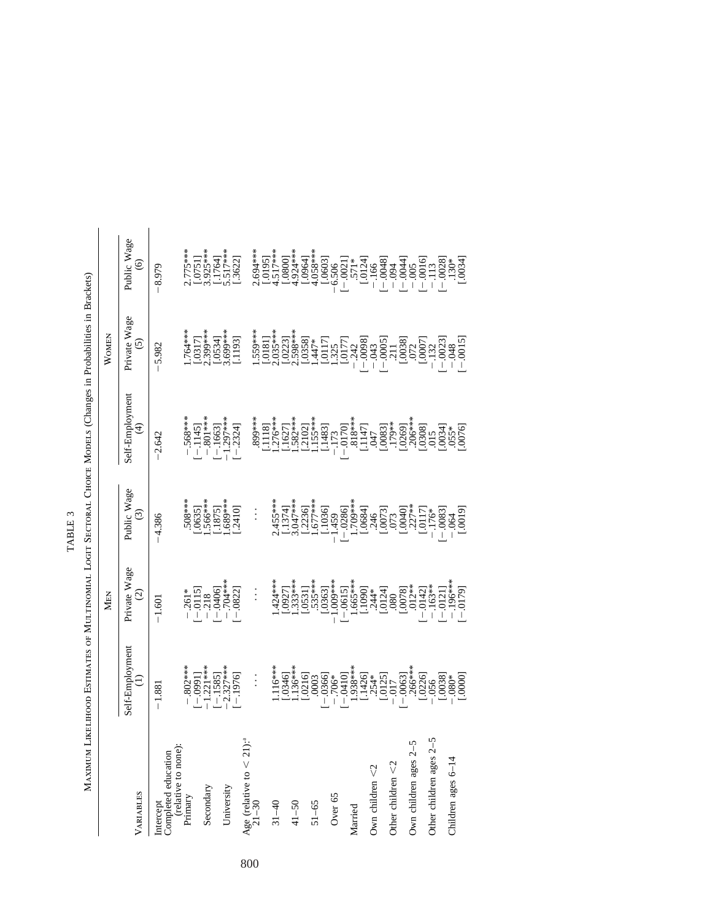TABLE 3

Maximum Likelihood Estimates of Multinomial Logit Sectoral Choice Models (Changes in Probabilities in Brackets)

| Variables | Men | | | Women | | |
|---|---|---|---|---|---|---|
| | Self-Employment (1) | Private Wage (2) | Public Wage (3) | Self-Employment (4) | Private Wage (5) | Public Wage (6) |
| Intercept | −1.881 | −1.601 | −4.386 | −2.642 | −5.982 | −8.979 |
| Completed education (relative to none): | | | | | | |
| Primary | −.802*** | −.261* | .508*** | −.568*** | 1.764*** | 2.775*** |
| | [−.0991] | [−.0115] | [.0635] | [−.1145] | [.0317] | [.0751] |
| Secondary | −1.221*** | −.218 | 1.566*** | −.801*** | 2.399*** | 3.925*** |
| | [−.1585] | [−.0406] | [.1875] | [−.1663] | [.0534] | [.1764] |
| University | −2.327*** | −.704*** | 1.689*** | −1.297*** | 3.699*** | 5.517*** |
| | [−.1976] | [−.0822] | [.2410] | [−.2324] | [.1193] | [.3622] |
| Age (relative to < 21):[a] | | | | | | |
| 21–30 | . . . | . . . | . . . | .899*** | 1.559*** | 2.694*** |
| | | | | [.1118] | [.0181] | [.0195] |
| 31–40 | 1.116*** | 1.424*** | 2.455*** | 1.276*** | 2.035*** | 4.517*** |
| | [.0346] | [.0927] | [.1374] | [.1627] | [.0223] | [.0800] |
| 41–50 | 1.136*** | 1.333*** | 3.047*** | 1.582*** | 2.598*** | 4.924*** |
| | [.0216] | [.0531] | [.2236] | [.2102] | [.0358] | [.0964] |
| 51–65 | .0003 | .535*** | 1.677*** | 1.155*** | 1.447* | 4.058*** |
| | [−.0366] | [.0363] | [.1036] | [.1483] | [.0117] | [.0603] |
| Over 65 | −.706* | −1.009*** | −1.459 | −.173 | 1.325 | −6.506 |
| | [−.0410] | [−.0615] | [−.0286] | [−.0170] | [.0177] | [−.0021] |
| Married | 1.938*** | 1.665*** | 1.709*** | .818*** | −.242 | .571* |
| | [.1426] | [.1090] | [.0684] | [.1147] | [−.0098] | [.0124] |
| Own children <2 | .254* | .244* | .246 | .047 | −.043 | −.166 |
| | [.0125] | [.0124] | [.0073] | [.0083] | [−.0005] | [−.0048] |
| Other children <2 | −.017 | .080 | .073 | .179** | .211 | −.094 |
| | [−.0063] | [.0078] | [.0040] | [.0269] | [.0038] | [−.0044] |
| Own children ages 2–5 | .266*** | .012** | .227** | .206*** | .072 | −.005 |
| | [.0226] | [−.0142] | [.0117] | [.0308] | [.0007] | [−.0016] |
| Other children ages 2–5 | −.056 | −.163** | −.176* | .015 | −.132 | −.113 |
| | [.0038] | [−.0121] | [−.0083] | [.0034] | [−.0023] | [−.0028] |
| Children ages 6–14 | −.080* | −.196*** | −.064 | .055* | −.048 | .130* |
| | [.0000] | [−.0179] | [.0019] | [.0076] | [−.0015] | [.0034] |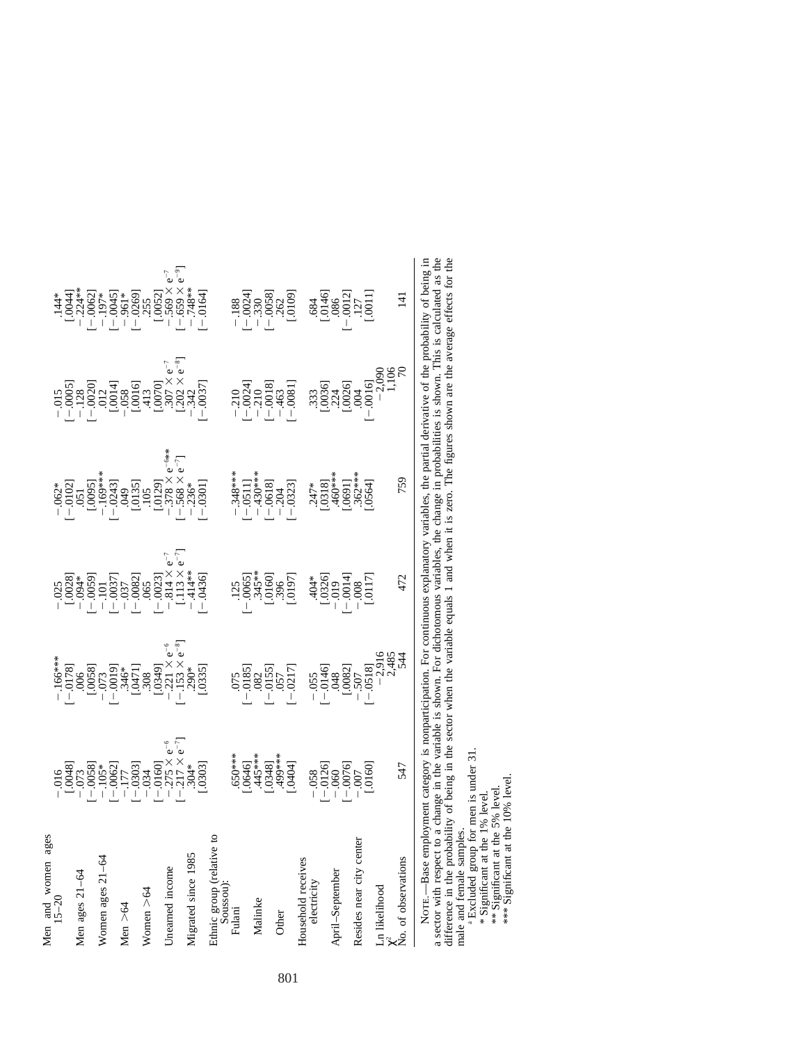| | (1) | | (2) | | (3) | | (4) | | (5) | |
|---|---|---|---|---|---|---|---|---|---|---|
| Men and women ages 15–20 | −.016 | [.0048] | −.166*** | [−.0178] | −.025 | [.0028] | −.062* | [−.0102] | −.015 | [−.0005] |
| Men ages 21–64 | −.073 | [−.0058] | .006 | [.0058] | −.094* | [−.0059] | .051 | [.0095] | −.128 | [−.0020] |
| Women ages 21–64 | −.105* | [−.0062] | −.073 | [−.0019] | −.101 | [−.0037] | −.169*** | [−.0243] | .012 | [.0014] |
| Men >64 | −.177 | [−.0303] | .346* | [.0471] | −.037 | [−.0082] | .049 | [.0135] | −.058 | [.0016] |
| Women >64 | −.034 | [−.0160] | .308 | [.0349] | .065 | [−.0023] | .105 | [.0129] | .413 | [.0070] |
| Unearned income | $-.275 \times e^{-6}$ | $[-.217 \times e^{-7}]$ | $-.221 \times e^{-6}$ | $[-.153 \times e^{-8}]$ | $-.814 \times e^{-7}$ | $[.113 \times e^{-7}]$ | $-.378 \times e^{-6}$** | $[-.568 \times e^{-7}]$ | $.307 \times e^{-7}$ | $[.202 \times e^{-8}]$ |
| Migrated since 1985 | .304* | [.0303] | .290* | [.0335] | −.414** | [−.0436] | −.236* | [−.0301] | −.342 | [−.0037] |
| Ethnic group (relative to Soussou): | | | | | | | | | | |
| Fulani | .650*** | [.0646] | .075 | [−.0185] | .125 | [−.0065] | −.348*** | [−.0511] | −.210 | [−.0024] |
| Malinke | .445*** | [.0348] | .082 | [−.0155] | .345** | [.0160] | −.430*** | [−.0618] | −.210 | [−.0018] |
| Other | .499*** | [.0404] | .057 | [−.0217] | .396 | [.0197] | −.204 | [−.0323] | −.463 | [−.0081] |
| Household receives electricity | −.058 | [−.0126] | −.055 | [−.0146] | .404* | [.0326] | .247* | [.0318] | .333 | [.0036] |
| April–September | −.060 | [−.0076] | .048 | [.0082] | −.019 | [−.0014] | .460*** | [.0691] | .224 | [.0026] |
| Resides near city center | −.007 | [.0160] | −.507 | [−.0518] | −.008 | [.0117] | .362*** | [.0564] | .004 | [−.0016] |
| Ln likelihood | | | −2,916 | | | | | | −2,090 | |
| $\chi^2$ | | | 2,485 | | | | | | 1,106 | |
| No. of observations | 547 | | 544 | | 472 | | 759 | | 70 | |

(continued)

| | (6) | |
|---|---|---|
| Men and women ages 15–20 | .144* | [.0044] |
| Men ages 21–64 | −.224** | [−.0062] |
| Women ages 21–64 | −.197* | [−.0045] |
| Men >64 | −.961* | [−.0269] |
| Women >64 | .255 | [.0052] |
| Unearned income | $-.569 \times e^{-7}$ | $[-.659 \times e^{-9}]$ |
| Migrated since 1985 | −.748** | [−.0164] |
| Fulani | −.188 | [−.0024] |
| Malinke | −.330 | [−.0058] |
| Other | .262 | [.0109] |
| Household receives electricity | .684 | [.0146] |
| April–September | .086 | [−.0012] |
| Resides near city center | .127 | [.0011] |
| No. of observations | 141 | |

Note.—Base employment category is nonparticipation. For continuous explanatory variables, the partial derivative of the probability of being in a sector with respect to a change in the variable is shown. For dichotomous variables, the change in probabilities is shown. This is calculated as the difference in the probability of being in the sector when the variable equals 1 and when it is zero. The figures shown are the average effects for the male and female samples.

[a] Excluded group for men is under 31.

\* Significant at the 1% level.

\*\* Significant at the 5% level.

\*\*\* Significant at the 10% level.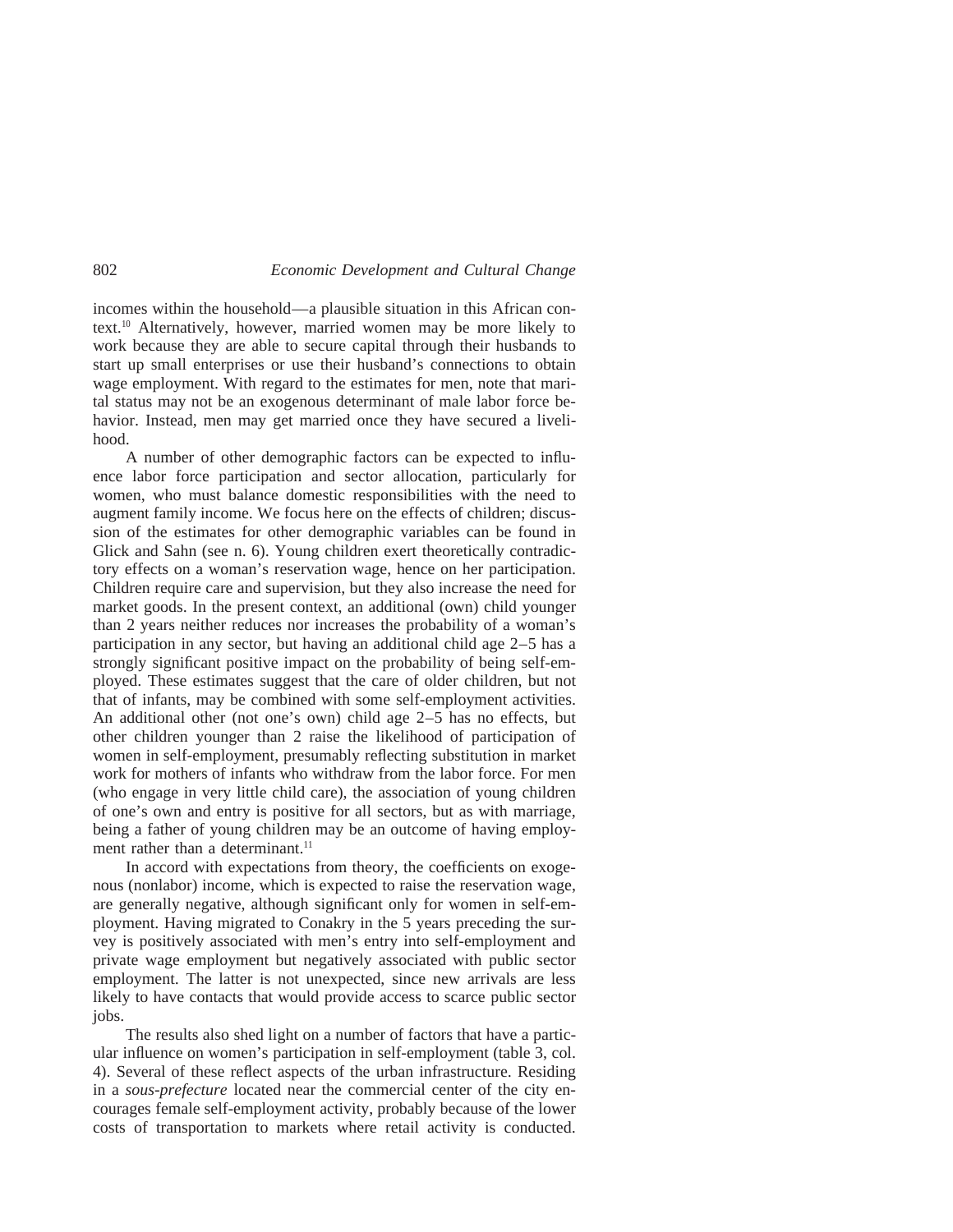incomes within the household—a plausible situation in this African context.[10] Alternatively, however, married women may be more likely to work because they are able to secure capital through their husbands to start up small enterprises or use their husband's connections to obtain wage employment. With regard to the estimates for men, note that marital status may not be an exogenous determinant of male labor force behavior. Instead, men may get married once they have secured a livelihood.

A number of other demographic factors can be expected to influence labor force participation and sector allocation, particularly for women, who must balance domestic responsibilities with the need to augment family income. We focus here on the effects of children; discussion of the estimates for other demographic variables can be found in Glick and Sahn (see n. 6). Young children exert theoretically contradictory effects on a woman's reservation wage, hence on her participation. Children require care and supervision, but they also increase the need for market goods. In the present context, an additional (own) child younger than 2 years neither reduces nor increases the probability of a woman's participation in any sector, but having an additional child age 2–5 has a strongly significant positive impact on the probability of being self-employed. These estimates suggest that the care of older children, but not that of infants, may be combined with some self-employment activities. An additional other (not one's own) child age 2–5 has no effects, but other children younger than 2 raise the likelihood of participation of women in self-employment, presumably reflecting substitution in market work for mothers of infants who withdraw from the labor force. For men (who engage in very little child care), the association of young children of one's own and entry is positive for all sectors, but as with marriage, being a father of young children may be an outcome of having employment rather than a determinant.[11]

In accord with expectations from theory, the coefficients on exogenous (nonlabor) income, which is expected to raise the reservation wage, are generally negative, although significant only for women in self-employment. Having migrated to Conakry in the 5 years preceding the survey is positively associated with men's entry into self-employment and private wage employment but negatively associated with public sector employment. The latter is not unexpected, since new arrivals are less likely to have contacts that would provide access to scarce public sector jobs.

The results also shed light on a number of factors that have a particular influence on women's participation in self-employment (table 3, col. 4). Several of these reflect aspects of the urban infrastructure. Residing in a *sous-prefecture* located near the commercial center of the city encourages female self-employment activity, probably because of the lower costs of transportation to markets where retail activity is conducted.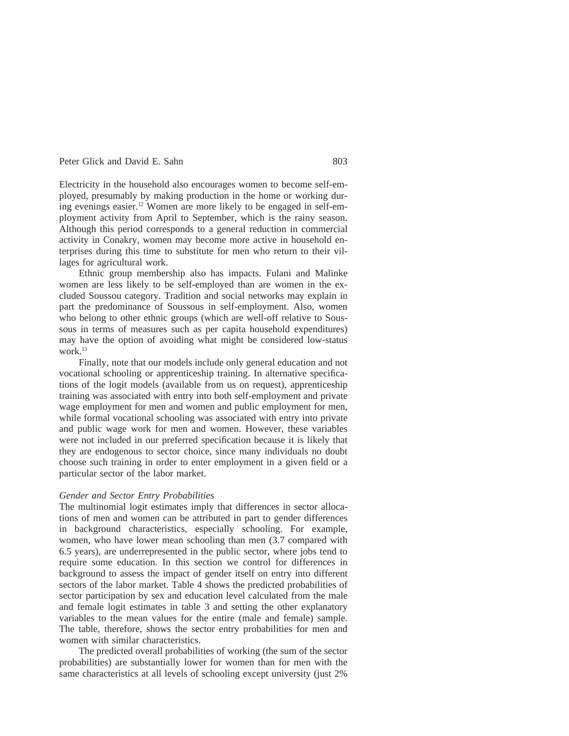Electricity in the household also encourages women to become self-employed, presumably by making production in the home or working during evenings easier.[12] Women are more likely to be engaged in self-employment activity from April to September, which is the rainy season. Although this period corresponds to a general reduction in commercial activity in Conakry, women may become more active in household enterprises during this time to substitute for men who return to their villages for agricultural work.

Ethnic group membership also has impacts. Fulani and Malinke women are less likely to be self-employed than are women in the excluded Soussou category. Tradition and social networks may explain in part the predominance of Soussous in self-employment. Also, women who belong to other ethnic groups (which are well-off relative to Soussous in terms of measures such as per capita household expenditures) may have the option of avoiding what might be considered low-status work.[13]

Finally, note that our models include only general education and not vocational schooling or apprenticeship training. In alternative specifications of the logit models (available from us on request), apprenticeship training was associated with entry into both self-employment and private wage employment for men and women and public employment for men, while formal vocational schooling was associated with entry into private and public wage work for men and women. However, these variables were not included in our preferred specification because it is likely that they are endogenous to sector choice, since many individuals no doubt choose such training in order to enter employment in a given field or a particular sector of the labor market.

### *Gender and Sector Entry Probabilities*

The multinomial logit estimates imply that differences in sector allocations of men and women can be attributed in part to gender differences in background characteristics, especially schooling. For example, women, who have lower mean schooling than men (3.7 compared with 6.5 years), are underrepresented in the public sector, where jobs tend to require some education. In this section we control for differences in background to assess the impact of gender itself on entry into different sectors of the labor market. Table 4 shows the predicted probabilities of sector participation by sex and education level calculated from the male and female logit estimates in table 3 and setting the other explanatory variables to the mean values for the entire (male and female) sample. The table, therefore, shows the sector entry probabilities for men and women with similar characteristics.

The predicted overall probabilities of working (the sum of the sector probabilities) are substantially lower for women than for men with the same characteristics at all levels of schooling except university (just 2%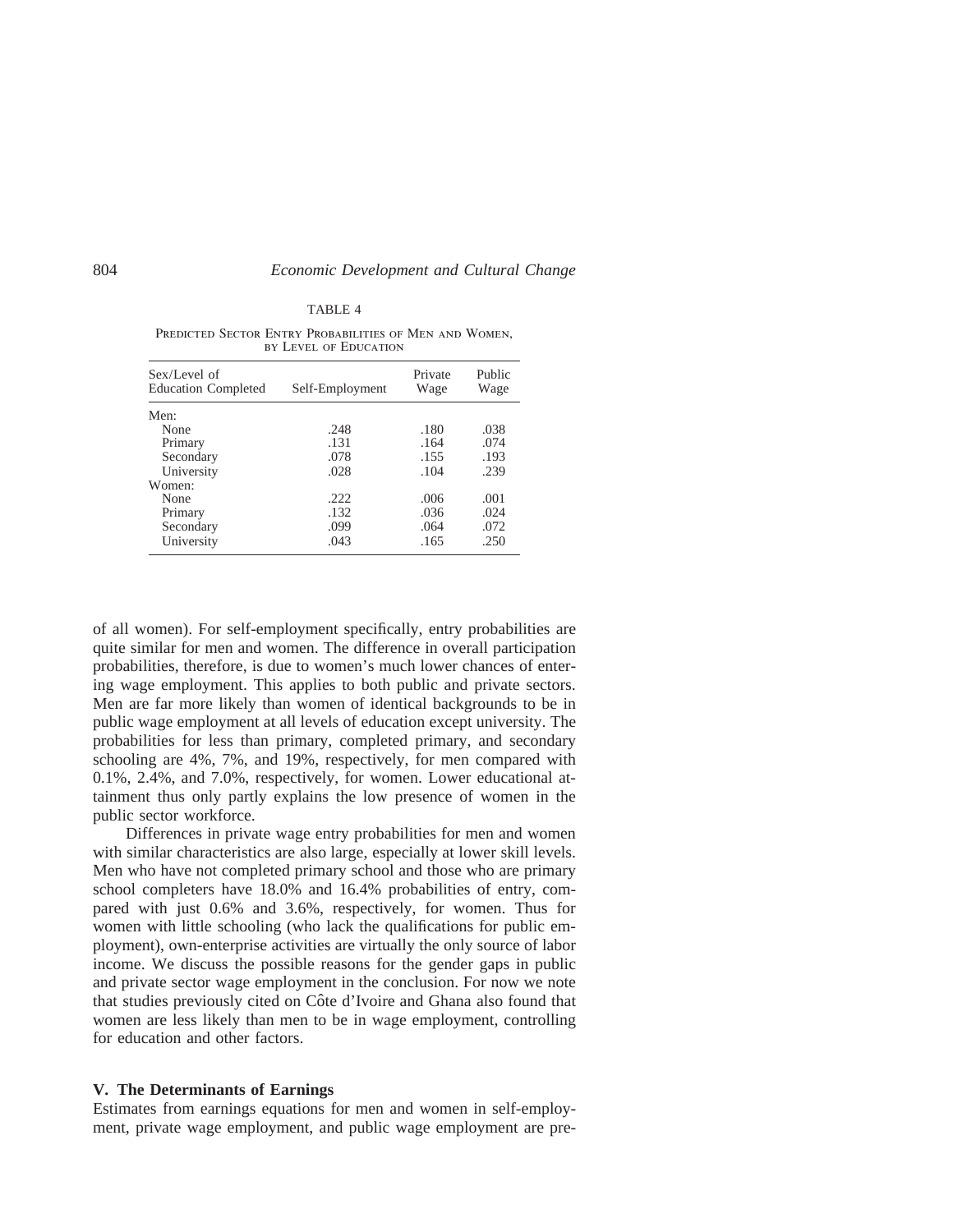TABLE 4

Predicted Sector Entry Probabilities of Men and Women, by Level of Education

| Sex/Level of Education Completed | Self-Employment | Private Wage | Public Wage |
|---|---|---|---|
| Men: | | | |
| None | .248 | .180 | .038 |
| Primary | .131 | .164 | .074 |
| Secondary | .078 | .155 | .193 |
| University | .028 | .104 | .239 |
| Women: | | | |
| None | .222 | .006 | .001 |
| Primary | .132 | .036 | .024 |
| Secondary | .099 | .064 | .072 |
| University | .043 | .165 | .250 |

of all women). For self-employment specifically, entry probabilities are quite similar for men and women. The difference in overall participation probabilities, therefore, is due to women's much lower chances of entering wage employment. This applies to both public and private sectors. Men are far more likely than women of identical backgrounds to be in public wage employment at all levels of education except university. The probabilities for less than primary, completed primary, and secondary schooling are 4%, 7%, and 19%, respectively, for men compared with 0.1%, 2.4%, and 7.0%, respectively, for women. Lower educational attainment thus only partly explains the low presence of women in the public sector workforce.

Differences in private wage entry probabilities for men and women with similar characteristics are also large, especially at lower skill levels. Men who have not completed primary school and those who are primary school completers have 18.0% and 16.4% probabilities of entry, compared with just 0.6% and 3.6%, respectively, for women. Thus for women with little schooling (who lack the qualifications for public employment), own-enterprise activities are virtually the only source of labor income. We discuss the possible reasons for the gender gaps in public and private sector wage employment in the conclusion. For now we note that studies previously cited on Côte d'Ivoire and Ghana also found that women are less likely than men to be in wage employment, controlling for education and other factors.

## V. The Determinants of Earnings

Estimates from earnings equations for men and women in self-employment, private wage employment, and public wage employment are pre-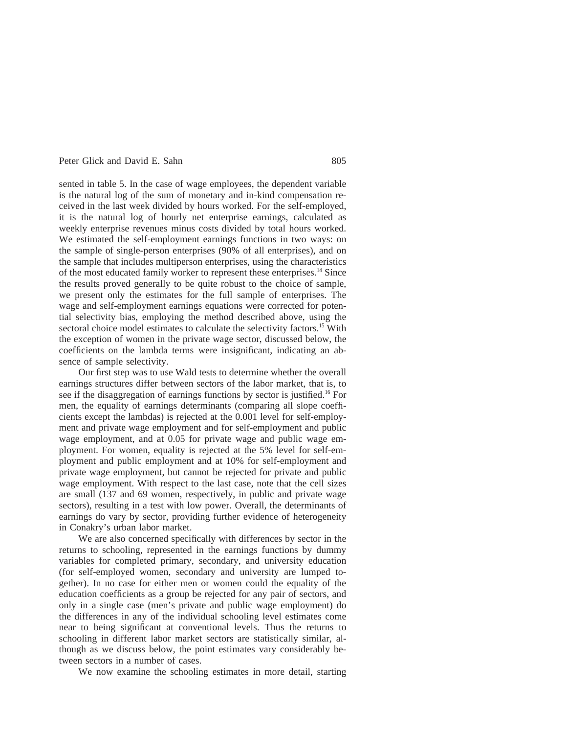sented in table 5. In the case of wage employees, the dependent variable is the natural log of the sum of monetary and in-kind compensation received in the last week divided by hours worked. For the self-employed, it is the natural log of hourly net enterprise earnings, calculated as weekly enterprise revenues minus costs divided by total hours worked. We estimated the self-employment earnings functions in two ways: on the sample of single-person enterprises (90% of all enterprises), and on the sample that includes multiperson enterprises, using the characteristics of the most educated family worker to represent these enterprises.[14] Since the results proved generally to be quite robust to the choice of sample, we present only the estimates for the full sample of enterprises. The wage and self-employment earnings equations were corrected for potential selectivity bias, employing the method described above, using the sectoral choice model estimates to calculate the selectivity factors.[15] With the exception of women in the private wage sector, discussed below, the coefficients on the lambda terms were insignificant, indicating an absence of sample selectivity.

Our first step was to use Wald tests to determine whether the overall earnings structures differ between sectors of the labor market, that is, to see if the disaggregation of earnings functions by sector is justified.[16] For men, the equality of earnings determinants (comparing all slope coefficients except the lambdas) is rejected at the 0.001 level for self-employment and private wage employment and for self-employment and public wage employment, and at 0.05 for private wage and public wage employment. For women, equality is rejected at the 5% level for self-employment and public employment and at 10% for self-employment and private wage employment, but cannot be rejected for private and public wage employment. With respect to the last case, note that the cell sizes are small (137 and 69 women, respectively, in public and private wage sectors), resulting in a test with low power. Overall, the determinants of earnings do vary by sector, providing further evidence of heterogeneity in Conakry's urban labor market.

We are also concerned specifically with differences by sector in the returns to schooling, represented in the earnings functions by dummy variables for completed primary, secondary, and university education (for self-employed women, secondary and university are lumped together). In no case for either men or women could the equality of the education coefficients as a group be rejected for any pair of sectors, and only in a single case (men's private and public wage employment) do the differences in any of the individual schooling level estimates come near to being significant at conventional levels. Thus the returns to schooling in different labor market sectors are statistically similar, although as we discuss below, the point estimates vary considerably between sectors in a number of cases.

We now examine the schooling estimates in more detail, starting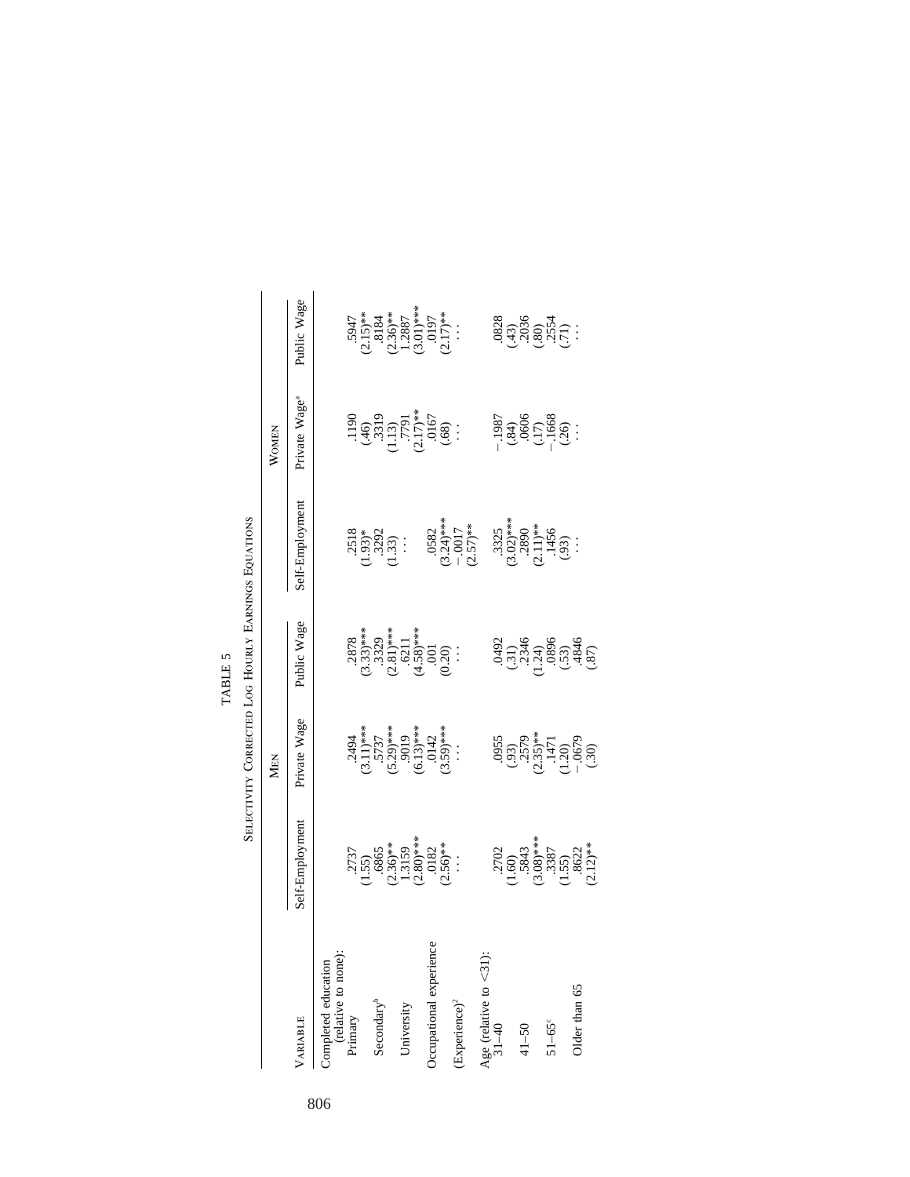TABLE 5

Selectivity Corrected Log Hourly Earnings Equations

| Variable | Men | | | Women | | |
|---|---|---|---|---|---|---|
| | Self-Employment | Private Wage | Public Wage | Self-Employment | Private Wage[a] | Public Wage |
| Completed education (relative to none): | | | | | | |
| Primary | .2737 | .2494 | .2878 | .2518 | .1190 | .5947 |
| | (1.55) | (3.11)*** | (3.33)*** | (1.93)* | (.46) | (2.15)** |
| Secondary[b] | .6865 | .5737 | .3329 | .3292 | .3319 | .8184 |
| | (2.36)** | (5.29)*** | (2.81)*** | (1.33) | (1.13) | (2.36)** |
| University | 1.3159 | .9019 | .6211 | . . . | .7791 | 1.2887 |
| | (2.80)*** | (6.13)*** | (4.58)*** | | (2.17)** | (3.01)*** |
| Occupational experience | .0182 | .0142 | .001 | .0582 | .0167 | .0197 |
| | (2.56)** | (3.59)*** | (0.20) | (3.24)*** | (.68) | (2.17)** |
| (Experience)$^2$ | . . . | . . . | . . . | −.0017 | . . . | . . . |
| | | | | (2.57)** | | |
| Age (relative to <31): | | | | | | |
| 31–40 | .2702 | .0955 | .0492 | .3325 | −.1987 | .0828 |
| | (1.60) | (.93) | (.31) | (3.02)*** | (.84) | (.43) |
| 41–50 | .5843 | .2579 | .2346 | .2890 | .0606 | .2036 |
| | (3.08)*** | (2.35)** | (1.24) | (2.11)** | (.17) | (.80) |
| 51–65[c] | .3387 | .1471 | .0896 | .1456 | −.1668 | .2554 |
| | (1.55) | (1.20) | (.53) | (.93) | (.26) | (.71) |
| Older than 65 | .8622 | −.0679 | .4846 | . . . | . . . | . . . |
| | (2.12)** | (.30) | (.87) | | | |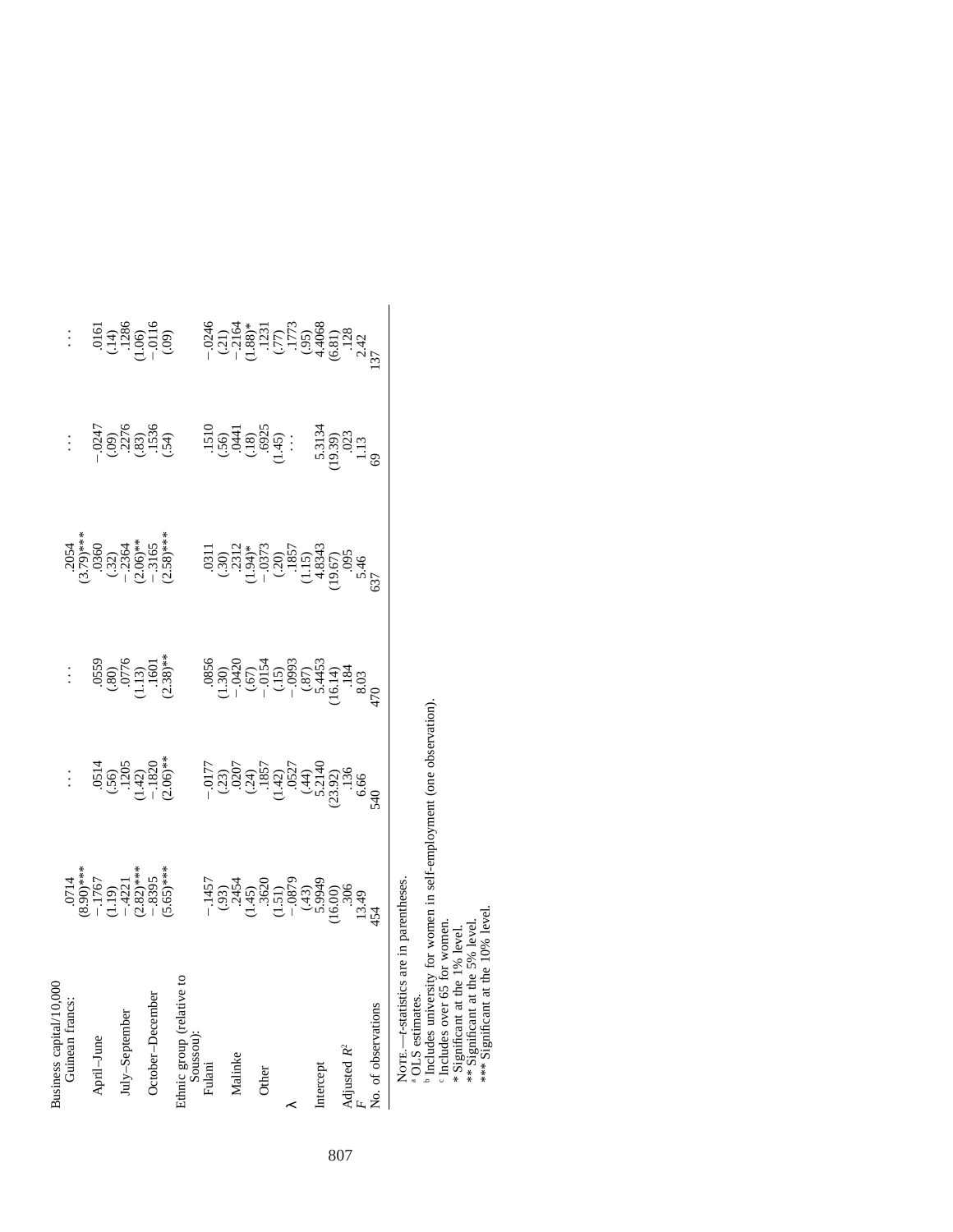| | | | | | | |
|---|---|---|---|---|---|---|
| Business capital/10,000 Guinean francs: | .0714 | . . . | . . . | .2054 | . . . | . . . |
| | (8.90)*** | | | (3.79)*** | | |
| April–June | −.1767 | .0514 | .0559 | .0360 | −.0247 | .0161 |
| | (1.19) | (.56) | (.80) | (.32) | (.09) | (.14) |
| July–September | −.4221 | .1205 | .0776 | −.2364 | .2276 | .1286 |
| | (2.82)*** | (1.42) | (1.13) | (2.06)** | (.83) | (1.06) |
| October–December | −.8395 | −.1820 | .1601 | −.3165 | .1536 | −.0116 |
| | (5.65)*** | (2.06)** | (2.38)** | (2.58)*** | (.54) | (.09) |
| Ethnic group (relative to Soussou): | | | | | | |
| Fulani | −.1457 | −.0177 | .0856 | .0311 | .1510 | −.0246 |
| | (.93) | (.23) | (1.30) | (.30) | (.56) | (.21) |
| Malinke | .2454 | .0207 | −.0420 | .2312 | .0441 | −.2164 |
| | (1.45) | (.24) | (.67) | (1.94)* | (.18) | (1.88)* |
| Other | .3620 | .1857 | −.0154 | −.0373 | .6925 | .1231 |
| | (1.51) | (1.42) | (.15) | (.20) | (1.45) | (.77) |
| $\lambda$ | −.0879 | .0527 | −.0993 | .1857 | . . . | .1773 |
| | (.43) | (.44) | (.87) | (1.15) | | (.95) |
| Intercept | 5.9949 | 5.2140 | 5.4453 | 4.8343 | 5.3134 | 4.4068 |
| | (16.00) | (23.92) | (16.14) | (19.67) | (19.39) | (6.81) |
| Adjusted $R^2$ | .306 | .136 | .184 | .095 | .023 | .128 |
| $F$ | 13.49 | 6.66 | 8.03 | 5.46 | 1.13 | 2.42 |
| No. of observations | 454 | 540 | 470 | 637 | 69 | 137 |

NOTE.—$t$-statistics are in parentheses.
[a] OLS estimates.
[b] Includes university for women in self-employment (one observation).
[c] Includes over 65 for women.
\* Significant at the 1% level.
\*\* Significant at the 5% level.
\*\*\* Significant at the 10% level.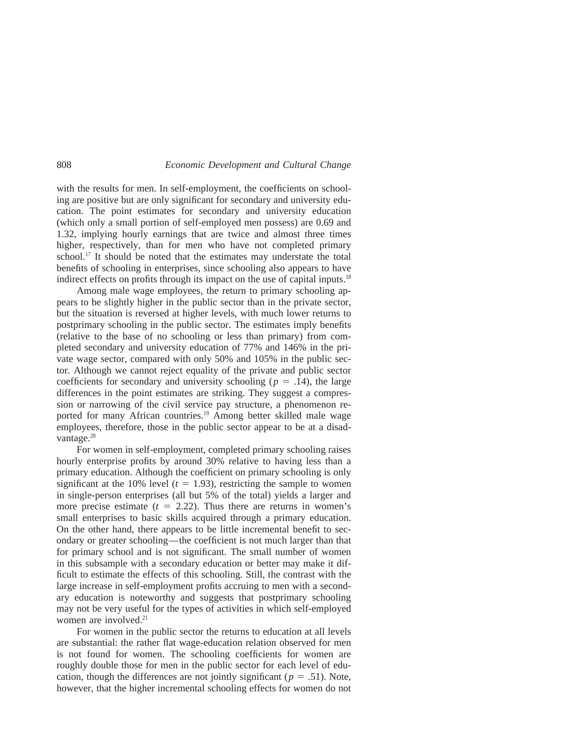with the results for men. In self-employment, the coefficients on schooling are positive but are only significant for secondary and university education. The point estimates for secondary and university education (which only a small portion of self-employed men possess) are 0.69 and 1.32, implying hourly earnings that are twice and almost three times higher, respectively, than for men who have not completed primary school.[17] It should be noted that the estimates may understate the total benefits of schooling in enterprises, since schooling also appears to have indirect effects on profits through its impact on the use of capital inputs.[18]

Among male wage employees, the return to primary schooling appears to be slightly higher in the public sector than in the private sector, but the situation is reversed at higher levels, with much lower returns to postprimary schooling in the public sector. The estimates imply benefits (relative to the base of no schooling or less than primary) from completed secondary and university education of 77% and 146% in the private wage sector, compared with only 50% and 105% in the public sector. Although we cannot reject equality of the private and public sector coefficients for secondary and university schooling ($p = .14$), the large differences in the point estimates are striking. They suggest a compression or narrowing of the civil service pay structure, a phenomenon reported for many African countries.[19] Among better skilled male wage employees, therefore, those in the public sector appear to be at a disadvantage.[20]

For women in self-employment, completed primary schooling raises hourly enterprise profits by around 30% relative to having less than a primary education. Although the coefficient on primary schooling is only significant at the 10% level ($t = 1.93$), restricting the sample to women in single-person enterprises (all but 5% of the total) yields a larger and more precise estimate ($t = 2.22$). Thus there are returns in women's small enterprises to basic skills acquired through a primary education. On the other hand, there appears to be little incremental benefit to secondary or greater schooling—the coefficient is not much larger than that for primary school and is not significant. The small number of women in this subsample with a secondary education or better may make it difficult to estimate the effects of this schooling. Still, the contrast with the large increase in self-employment profits accruing to men with a secondary education is noteworthy and suggests that postprimary schooling may not be very useful for the types of activities in which self-employed women are involved.[21]

For women in the public sector the returns to education at all levels are substantial: the rather flat wage-education relation observed for men is not found for women. The schooling coefficients for women are roughly double those for men in the public sector for each level of education, though the differences are not jointly significant ($p = .51$). Note, however, that the higher incremental schooling effects for women do not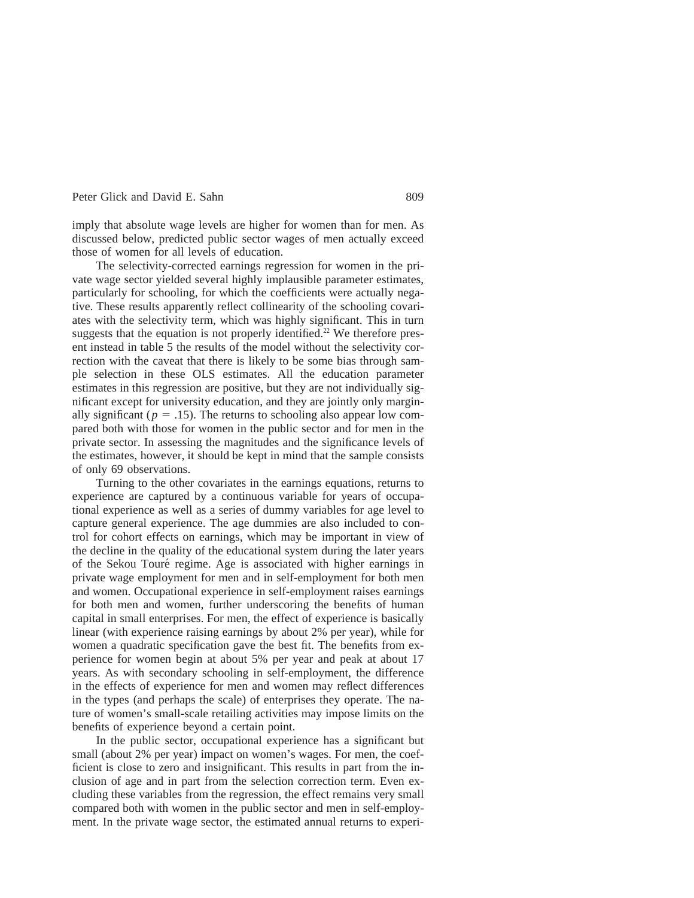imply that absolute wage levels are higher for women than for men. As discussed below, predicted public sector wages of men actually exceed those of women for all levels of education.

The selectivity-corrected earnings regression for women in the private wage sector yielded several highly implausible parameter estimates, particularly for schooling, for which the coefficients were actually negative. These results apparently reflect collinearity of the schooling covariates with the selectivity term, which was highly significant. This in turn suggests that the equation is not properly identified.[22] We therefore present instead in table 5 the results of the model without the selectivity correction with the caveat that there is likely to be some bias through sample selection in these OLS estimates. All the education parameter estimates in this regression are positive, but they are not individually significant except for university education, and they are jointly only marginally significant ($p = .15$). The returns to schooling also appear low compared both with those for women in the public sector and for men in the private sector. In assessing the magnitudes and the significance levels of the estimates, however, it should be kept in mind that the sample consists of only 69 observations.

Turning to the other covariates in the earnings equations, returns to experience are captured by a continuous variable for years of occupational experience as well as a series of dummy variables for age level to capture general experience. The age dummies are also included to control for cohort effects on earnings, which may be important in view of the decline in the quality of the educational system during the later years of the Sekou Touré regime. Age is associated with higher earnings in private wage employment for men and in self-employment for both men and women. Occupational experience in self-employment raises earnings for both men and women, further underscoring the benefits of human capital in small enterprises. For men, the effect of experience is basically linear (with experience raising earnings by about 2% per year), while for women a quadratic specification gave the best fit. The benefits from experience for women begin at about 5% per year and peak at about 17 years. As with secondary schooling in self-employment, the difference in the effects of experience for men and women may reflect differences in the types (and perhaps the scale) of enterprises they operate. The nature of women's small-scale retailing activities may impose limits on the benefits of experience beyond a certain point.

In the public sector, occupational experience has a significant but small (about 2% per year) impact on women's wages. For men, the coefficient is close to zero and insignificant. This results in part from the inclusion of age and in part from the selection correction term. Even excluding these variables from the regression, the effect remains very small compared both with women in the public sector and men in self-employment. In the private wage sector, the estimated annual returns to experi-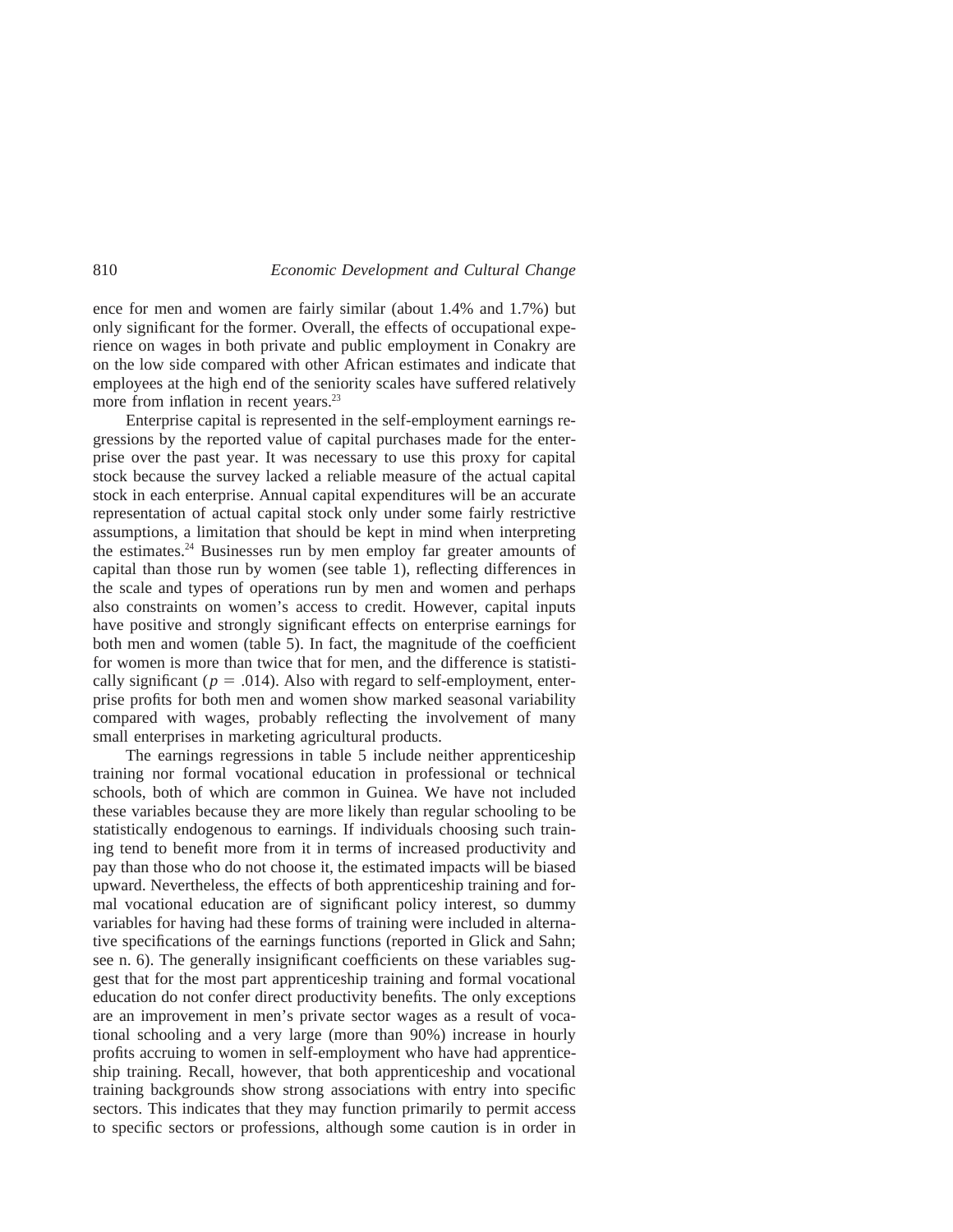ence for men and women are fairly similar (about 1.4% and 1.7%) but only significant for the former. Overall, the effects of occupational experience on wages in both private and public employment in Conakry are on the low side compared with other African estimates and indicate that employees at the high end of the seniority scales have suffered relatively more from inflation in recent years.[23]

Enterprise capital is represented in the self-employment earnings regressions by the reported value of capital purchases made for the enterprise over the past year. It was necessary to use this proxy for capital stock because the survey lacked a reliable measure of the actual capital stock in each enterprise. Annual capital expenditures will be an accurate representation of actual capital stock only under some fairly restrictive assumptions, a limitation that should be kept in mind when interpreting the estimates.[24] Businesses run by men employ far greater amounts of capital than those run by women (see table 1), reflecting differences in the scale and types of operations run by men and women and perhaps also constraints on women's access to credit. However, capital inputs have positive and strongly significant effects on enterprise earnings for both men and women (table 5). In fact, the magnitude of the coefficient for women is more than twice that for men, and the difference is statistically significant ($p = .014$). Also with regard to self-employment, enterprise profits for both men and women show marked seasonal variability compared with wages, probably reflecting the involvement of many small enterprises in marketing agricultural products.

The earnings regressions in table 5 include neither apprenticeship training nor formal vocational education in professional or technical schools, both of which are common in Guinea. We have not included these variables because they are more likely than regular schooling to be statistically endogenous to earnings. If individuals choosing such training tend to benefit more from it in terms of increased productivity and pay than those who do not choose it, the estimated impacts will be biased upward. Nevertheless, the effects of both apprenticeship training and formal vocational education are of significant policy interest, so dummy variables for having had these forms of training were included in alternative specifications of the earnings functions (reported in Glick and Sahn; see n. 6). The generally insignificant coefficients on these variables suggest that for the most part apprenticeship training and formal vocational education do not confer direct productivity benefits. The only exceptions are an improvement in men's private sector wages as a result of vocational schooling and a very large (more than 90%) increase in hourly profits accruing to women in self-employment who have had apprenticeship training. Recall, however, that both apprenticeship and vocational training backgrounds show strong associations with entry into specific sectors. This indicates that they may function primarily to permit access to specific sectors or professions, although some caution is in order in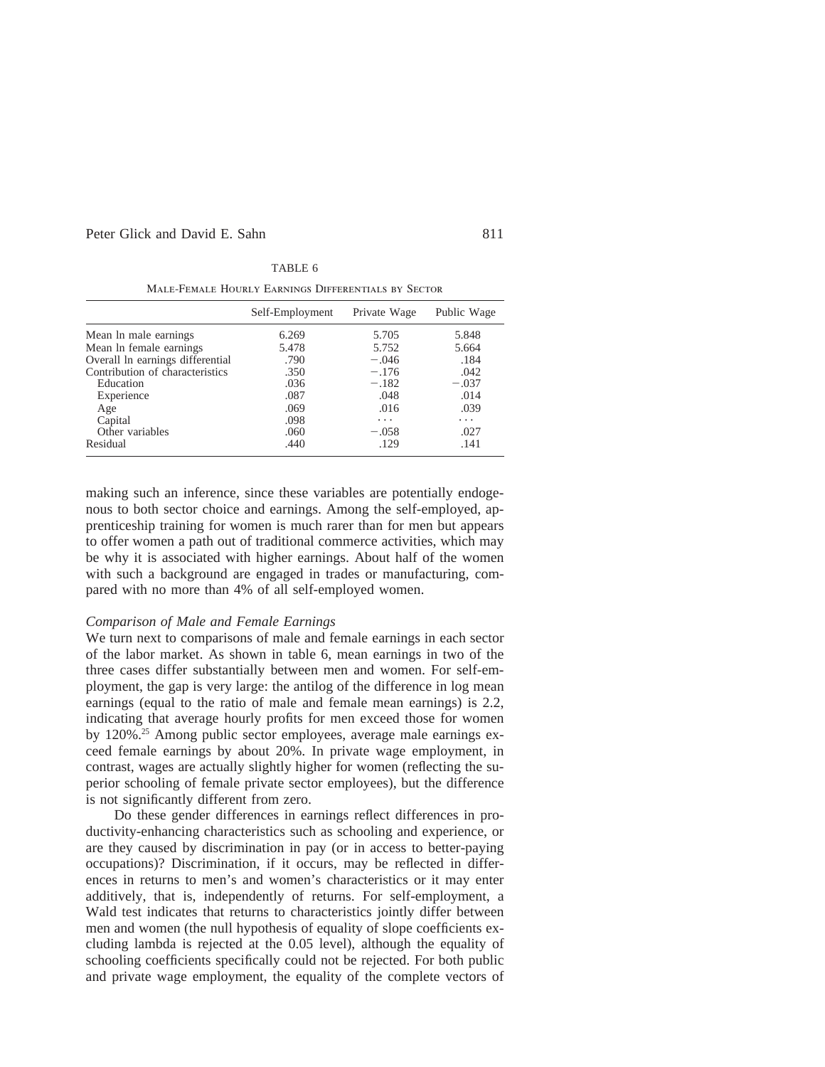TABLE 6

Male-Female Hourly Earnings Differentials by Sector

| | Self-Employment | Private Wage | Public Wage |
|---|---|---|---|
| Mean ln male earnings | 6.269 | 5.705 | 5.848 |
| Mean ln female earnings | 5.478 | 5.752 | 5.664 |
| Overall ln earnings differential | .790 | −.046 | .184 |
| Contribution of characteristics | .350 | −.176 | .042 |
| Education | .036 | −.182 | −.037 |
| Experience | .087 | .048 | .014 |
| Age | .069 | .016 | .039 |
| Capital | .098 | . . . | . . . |
| Other variables | .060 | −.058 | .027 |
| Residual | .440 | .129 | .141 |

making such an inference, since these variables are potentially endogenous to both sector choice and earnings. Among the self-employed, apprenticeship training for women is much rarer than for men but appears to offer women a path out of traditional commerce activities, which may be why it is associated with higher earnings. About half of the women with such a background are engaged in trades or manufacturing, compared with no more than 4% of all self-employed women.

*Comparison of Male and Female Earnings*

We turn next to comparisons of male and female earnings in each sector of the labor market. As shown in table 6, mean earnings in two of the three cases differ substantially between men and women. For self-employment, the gap is very large: the antilog of the difference in log mean earnings (equal to the ratio of male and female mean earnings) is 2.2, indicating that average hourly profits for men exceed those for women by 120%.[25] Among public sector employees, average male earnings exceed female earnings by about 20%. In private wage employment, in contrast, wages are actually slightly higher for women (reflecting the superior schooling of female private sector employees), but the difference is not significantly different from zero.

Do these gender differences in earnings reflect differences in productivity-enhancing characteristics such as schooling and experience, or are they caused by discrimination in pay (or in access to better-paying occupations)? Discrimination, if it occurs, may be reflected in differences in returns to men's and women's characteristics or it may enter additively, that is, independently of returns. For self-employment, a Wald test indicates that returns to characteristics jointly differ between men and women (the null hypothesis of equality of slope coefficients excluding lambda is rejected at the 0.05 level), although the equality of schooling coefficients specifically could not be rejected. For both public and private wage employment, the equality of the complete vectors of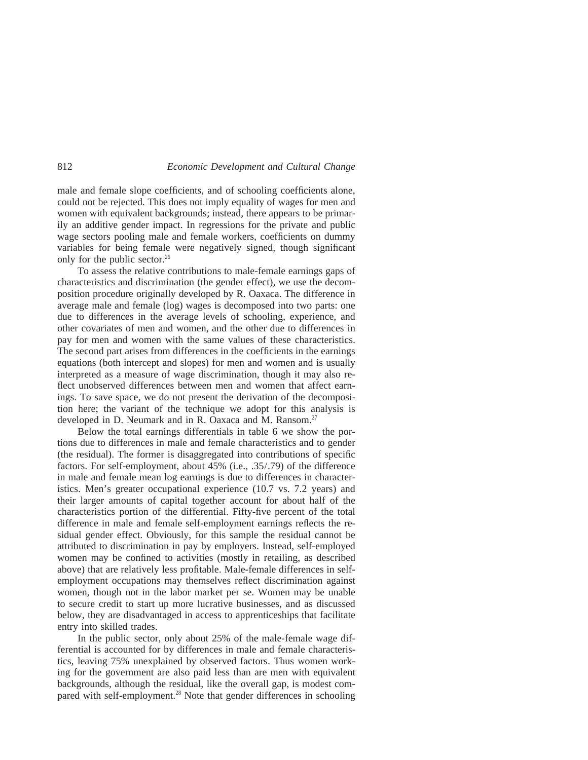male and female slope coefficients, and of schooling coefficients alone, could not be rejected. This does not imply equality of wages for men and women with equivalent backgrounds; instead, there appears to be primarily an additive gender impact. In regressions for the private and public wage sectors pooling male and female workers, coefficients on dummy variables for being female were negatively signed, though significant only for the public sector.[26]

To assess the relative contributions to male-female earnings gaps of characteristics and discrimination (the gender effect), we use the decomposition procedure originally developed by R. Oaxaca. The difference in average male and female (log) wages is decomposed into two parts: one due to differences in the average levels of schooling, experience, and other covariates of men and women, and the other due to differences in pay for men and women with the same values of these characteristics. The second part arises from differences in the coefficients in the earnings equations (both intercept and slopes) for men and women and is usually interpreted as a measure of wage discrimination, though it may also reflect unobserved differences between men and women that affect earnings. To save space, we do not present the derivation of the decomposition here; the variant of the technique we adopt for this analysis is developed in D. Neumark and in R. Oaxaca and M. Ransom.[27]

Below the total earnings differentials in table 6 we show the portions due to differences in male and female characteristics and to gender (the residual). The former is disaggregated into contributions of specific factors. For self-employment, about 45% (i.e., .35/.79) of the difference in male and female mean log earnings is due to differences in characteristics. Men's greater occupational experience (10.7 vs. 7.2 years) and their larger amounts of capital together account for about half of the characteristics portion of the differential. Fifty-five percent of the total difference in male and female self-employment earnings reflects the residual gender effect. Obviously, for this sample the residual cannot be attributed to discrimination in pay by employers. Instead, self-employed women may be confined to activities (mostly in retailing, as described above) that are relatively less profitable. Male-female differences in self-employment occupations may themselves reflect discrimination against women, though not in the labor market per se. Women may be unable to secure credit to start up more lucrative businesses, and as discussed below, they are disadvantaged in access to apprenticeships that facilitate entry into skilled trades.

In the public sector, only about 25% of the male-female wage differential is accounted for by differences in male and female characteristics, leaving 75% unexplained by observed factors. Thus women working for the government are also paid less than are men with equivalent backgrounds, although the residual, like the overall gap, is modest compared with self-employment.[28] Note that gender differences in schooling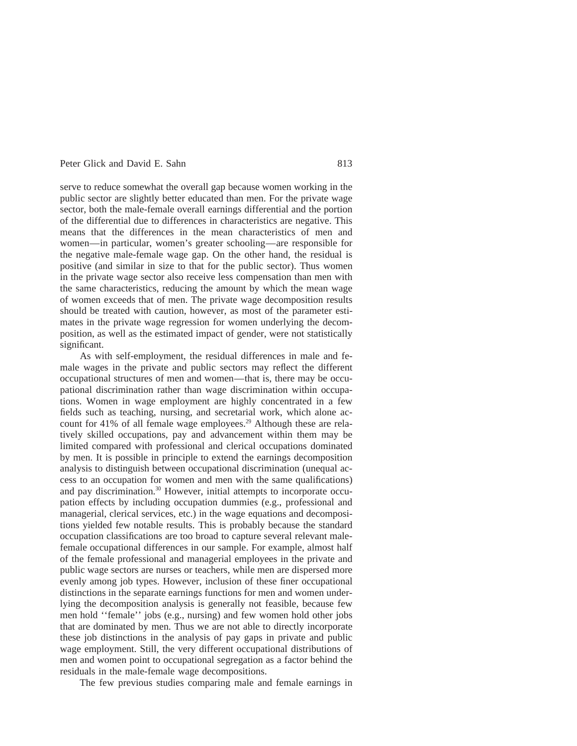serve to reduce somewhat the overall gap because women working in the public sector are slightly better educated than men. For the private wage sector, both the male-female overall earnings differential and the portion of the differential due to differences in characteristics are negative. This means that the differences in the mean characteristics of men and women—in particular, women's greater schooling—are responsible for the negative male-female wage gap. On the other hand, the residual is positive (and similar in size to that for the public sector). Thus women in the private wage sector also receive less compensation than men with the same characteristics, reducing the amount by which the mean wage of women exceeds that of men. The private wage decomposition results should be treated with caution, however, as most of the parameter estimates in the private wage regression for women underlying the decomposition, as well as the estimated impact of gender, were not statistically significant.

As with self-employment, the residual differences in male and female wages in the private and public sectors may reflect the different occupational structures of men and women—that is, there may be occupational discrimination rather than wage discrimination within occupations. Women in wage employment are highly concentrated in a few fields such as teaching, nursing, and secretarial work, which alone account for 41% of all female wage employees.[29] Although these are relatively skilled occupations, pay and advancement within them may be limited compared with professional and clerical occupations dominated by men. It is possible in principle to extend the earnings decomposition analysis to distinguish between occupational discrimination (unequal access to an occupation for women and men with the same qualifications) and pay discrimination.[30] However, initial attempts to incorporate occupation effects by including occupation dummies (e.g., professional and managerial, clerical services, etc.) in the wage equations and decompositions yielded few notable results. This is probably because the standard occupation classifications are too broad to capture several relevant male-female occupational differences in our sample. For example, almost half of the female professional and managerial employees in the private and public wage sectors are nurses or teachers, while men are dispersed more evenly among job types. However, inclusion of these finer occupational distinctions in the separate earnings functions for men and women underlying the decomposition analysis is generally not feasible, because few men hold ''female'' jobs (e.g., nursing) and few women hold other jobs that are dominated by men. Thus we are not able to directly incorporate these job distinctions in the analysis of pay gaps in private and public wage employment. Still, the very different occupational distributions of men and women point to occupational segregation as a factor behind the residuals in the male-female wage decompositions.

The few previous studies comparing male and female earnings in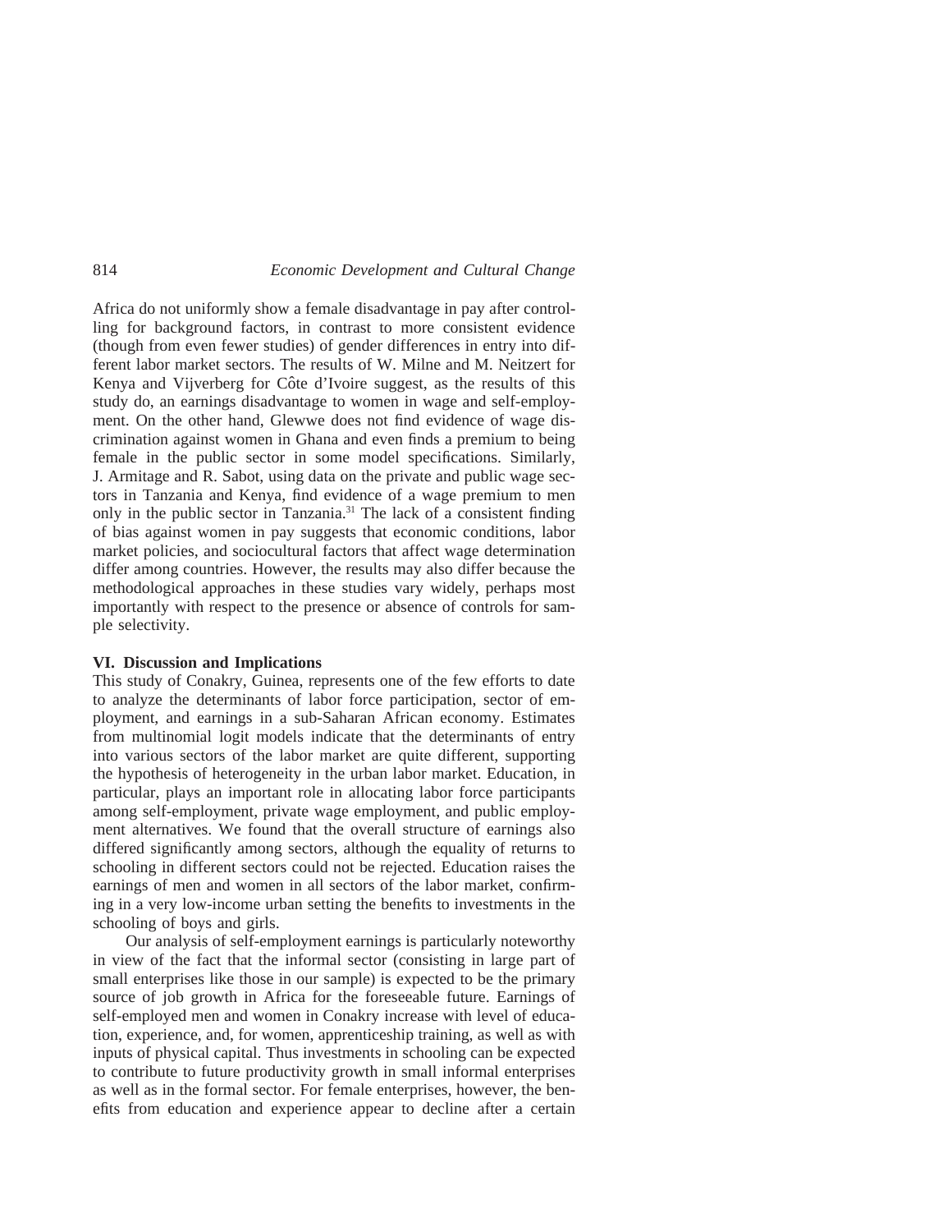Africa do not uniformly show a female disadvantage in pay after controlling for background factors, in contrast to more consistent evidence (though from even fewer studies) of gender differences in entry into different labor market sectors. The results of W. Milne and M. Neitzert for Kenya and Vijverberg for Côte d'Ivoire suggest, as the results of this study do, an earnings disadvantage to women in wage and self-employment. On the other hand, Glewwe does not find evidence of wage discrimination against women in Ghana and even finds a premium to being female in the public sector in some model specifications. Similarly, J. Armitage and R. Sabot, using data on the private and public wage sectors in Tanzania and Kenya, find evidence of a wage premium to men only in the public sector in Tanzania.[31] The lack of a consistent finding of bias against women in pay suggests that economic conditions, labor market policies, and sociocultural factors that affect wage determination differ among countries. However, the results may also differ because the methodological approaches in these studies vary widely, perhaps most importantly with respect to the presence or absence of controls for sample selectivity.

## VI. Discussion and Implications

This study of Conakry, Guinea, represents one of the few efforts to date to analyze the determinants of labor force participation, sector of employment, and earnings in a sub-Saharan African economy. Estimates from multinomial logit models indicate that the determinants of entry into various sectors of the labor market are quite different, supporting the hypothesis of heterogeneity in the urban labor market. Education, in particular, plays an important role in allocating labor force participants among self-employment, private wage employment, and public employment alternatives. We found that the overall structure of earnings also differed significantly among sectors, although the equality of returns to schooling in different sectors could not be rejected. Education raises the earnings of men and women in all sectors of the labor market, confirming in a very low-income urban setting the benefits to investments in the schooling of boys and girls.

Our analysis of self-employment earnings is particularly noteworthy in view of the fact that the informal sector (consisting in large part of small enterprises like those in our sample) is expected to be the primary source of job growth in Africa for the foreseeable future. Earnings of self-employed men and women in Conakry increase with level of education, experience, and, for women, apprenticeship training, as well as with inputs of physical capital. Thus investments in schooling can be expected to contribute to future productivity growth in small informal enterprises as well as in the formal sector. For female enterprises, however, the benefits from education and experience appear to decline after a certain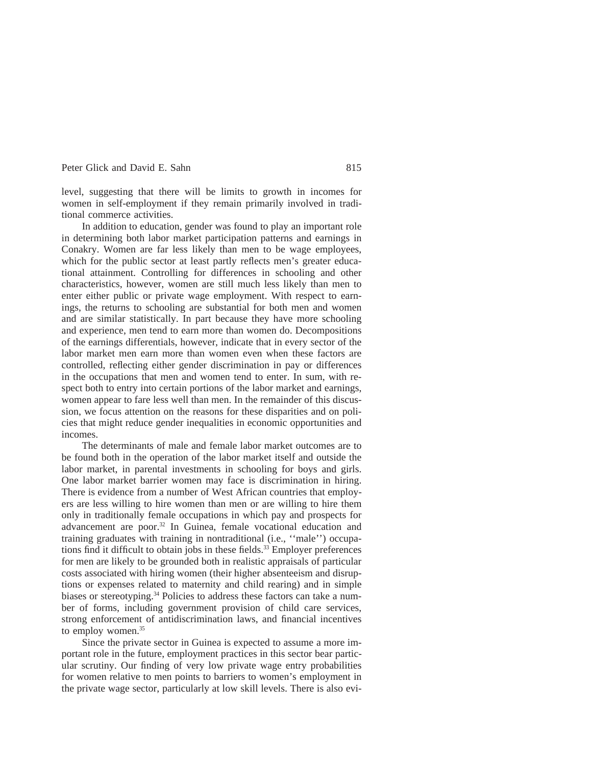level, suggesting that there will be limits to growth in incomes for women in self-employment if they remain primarily involved in traditional commerce activities.

In addition to education, gender was found to play an important role in determining both labor market participation patterns and earnings in Conakry. Women are far less likely than men to be wage employees, which for the public sector at least partly reflects men's greater educational attainment. Controlling for differences in schooling and other characteristics, however, women are still much less likely than men to enter either public or private wage employment. With respect to earnings, the returns to schooling are substantial for both men and women and are similar statistically. In part because they have more schooling and experience, men tend to earn more than women do. Decompositions of the earnings differentials, however, indicate that in every sector of the labor market men earn more than women even when these factors are controlled, reflecting either gender discrimination in pay or differences in the occupations that men and women tend to enter. In sum, with respect both to entry into certain portions of the labor market and earnings, women appear to fare less well than men. In the remainder of this discussion, we focus attention on the reasons for these disparities and on policies that might reduce gender inequalities in economic opportunities and incomes.

The determinants of male and female labor market outcomes are to be found both in the operation of the labor market itself and outside the labor market, in parental investments in schooling for boys and girls. One labor market barrier women may face is discrimination in hiring. There is evidence from a number of West African countries that employers are less willing to hire women than men or are willing to hire them only in traditionally female occupations in which pay and prospects for advancement are poor.[32] In Guinea, female vocational education and training graduates with training in nontraditional (i.e., ''male'') occupations find it difficult to obtain jobs in these fields.[33] Employer preferences for men are likely to be grounded both in realistic appraisals of particular costs associated with hiring women (their higher absenteeism and disruptions or expenses related to maternity and child rearing) and in simple biases or stereotyping.[34] Policies to address these factors can take a number of forms, including government provision of child care services, strong enforcement of antidiscrimination laws, and financial incentives to employ women.[35]

Since the private sector in Guinea is expected to assume a more important role in the future, employment practices in this sector bear particular scrutiny. Our finding of very low private wage entry probabilities for women relative to men points to barriers to women's employment in the private wage sector, particularly at low skill levels. There is also evi-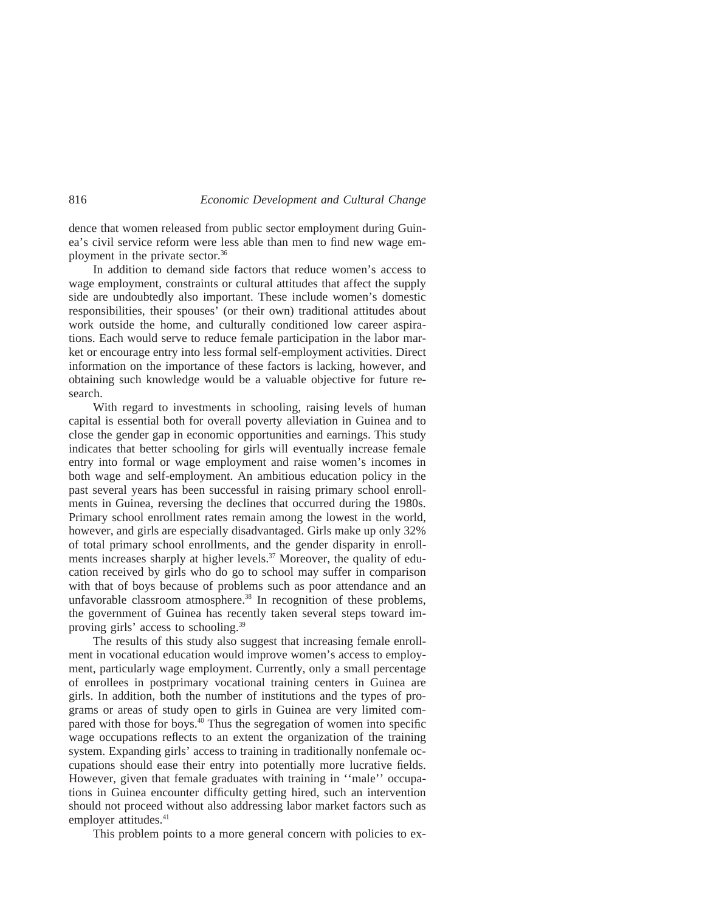dence that women released from public sector employment during Guinea's civil service reform were less able than men to find new wage employment in the private sector.[36]

In addition to demand side factors that reduce women's access to wage employment, constraints or cultural attitudes that affect the supply side are undoubtedly also important. These include women's domestic responsibilities, their spouses' (or their own) traditional attitudes about work outside the home, and culturally conditioned low career aspirations. Each would serve to reduce female participation in the labor market or encourage entry into less formal self-employment activities. Direct information on the importance of these factors is lacking, however, and obtaining such knowledge would be a valuable objective for future research.

With regard to investments in schooling, raising levels of human capital is essential both for overall poverty alleviation in Guinea and to close the gender gap in economic opportunities and earnings. This study indicates that better schooling for girls will eventually increase female entry into formal or wage employment and raise women's incomes in both wage and self-employment. An ambitious education policy in the past several years has been successful in raising primary school enrollments in Guinea, reversing the declines that occurred during the 1980s. Primary school enrollment rates remain among the lowest in the world, however, and girls are especially disadvantaged. Girls make up only 32% of total primary school enrollments, and the gender disparity in enrollments increases sharply at higher levels.[37] Moreover, the quality of education received by girls who do go to school may suffer in comparison with that of boys because of problems such as poor attendance and an unfavorable classroom atmosphere.[38] In recognition of these problems, the government of Guinea has recently taken several steps toward improving girls' access to schooling.[39]

The results of this study also suggest that increasing female enrollment in vocational education would improve women's access to employment, particularly wage employment. Currently, only a small percentage of enrollees in postprimary vocational training centers in Guinea are girls. In addition, both the number of institutions and the types of programs or areas of study open to girls in Guinea are very limited compared with those for boys.[40] Thus the segregation of women into specific wage occupations reflects to an extent the organization of the training system. Expanding girls' access to training in traditionally nonfemale occupations should ease their entry into potentially more lucrative fields. However, given that female graduates with training in ''male'' occupations in Guinea encounter difficulty getting hired, such an intervention should not proceed without also addressing labor market factors such as employer attitudes.[41]

This problem points to a more general concern with policies to ex-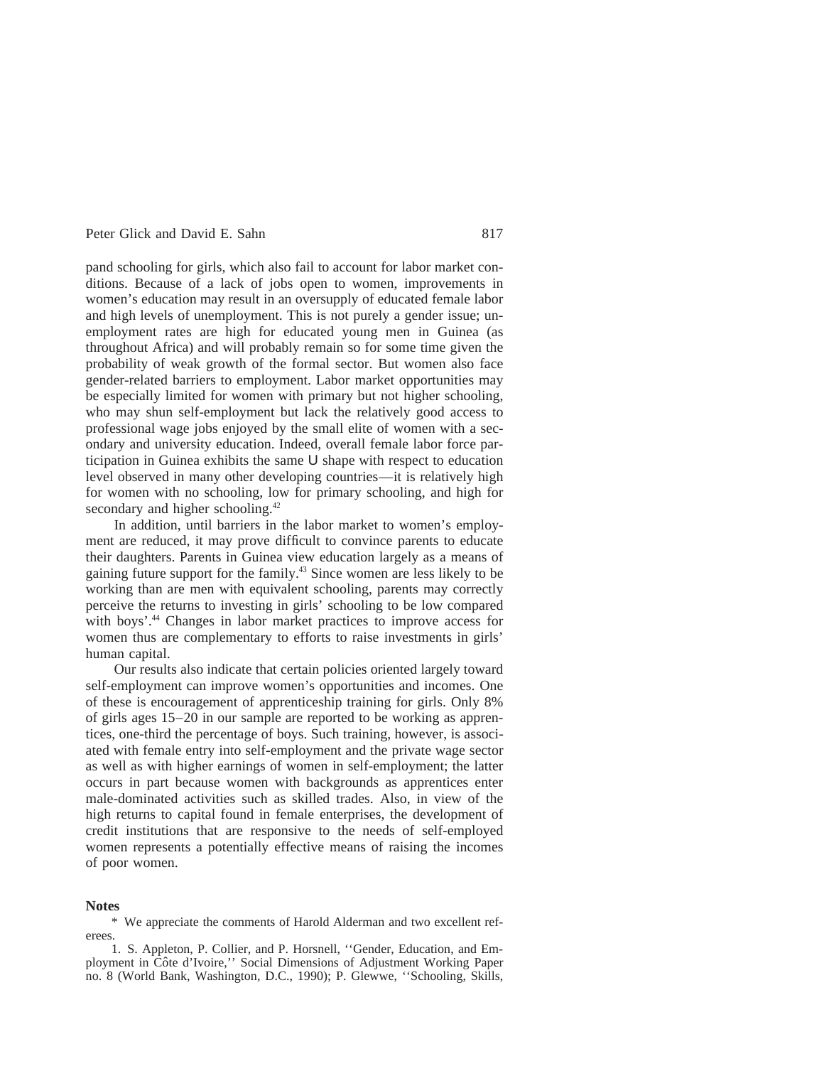pand schooling for girls, which also fail to account for labor market conditions. Because of a lack of jobs open to women, improvements in women's education may result in an oversupply of educated female labor and high levels of unemployment. This is not purely a gender issue; unemployment rates are high for educated young men in Guinea (as throughout Africa) and will probably remain so for some time given the probability of weak growth of the formal sector. But women also face gender-related barriers to employment. Labor market opportunities may be especially limited for women with primary but not higher schooling, who may shun self-employment but lack the relatively good access to professional wage jobs enjoyed by the small elite of women with a secondary and university education. Indeed, overall female labor force participation in Guinea exhibits the same U shape with respect to education level observed in many other developing countries—it is relatively high for women with no schooling, low for primary schooling, and high for secondary and higher schooling.[42]

In addition, until barriers in the labor market to women's employment are reduced, it may prove difficult to convince parents to educate their daughters. Parents in Guinea view education largely as a means of gaining future support for the family.[43] Since women are less likely to be working than are men with equivalent schooling, parents may correctly perceive the returns to investing in girls' schooling to be low compared with boys'.[44] Changes in labor market practices to improve access for women thus are complementary to efforts to raise investments in girls' human capital.

Our results also indicate that certain policies oriented largely toward self-employment can improve women's opportunities and incomes. One of these is encouragement of apprenticeship training for girls. Only 8% of girls ages 15–20 in our sample are reported to be working as apprentices, one-third the percentage of boys. Such training, however, is associated with female entry into self-employment and the private wage sector as well as with higher earnings of women in self-employment; the latter occurs in part because women with backgrounds as apprentices enter male-dominated activities such as skilled trades. Also, in view of the high returns to capital found in female enterprises, the development of credit institutions that are responsive to the needs of self-employed women represents a potentially effective means of raising the incomes of poor women.

## Notes

\* We appreciate the comments of Harold Alderman and two excellent referees.

1. S. Appleton, P. Collier, and P. Horsnell, ''Gender, Education, and Employment in Côte d'Ivoire,'' Social Dimensions of Adjustment Working Paper no. 8 (World Bank, Washington, D.C., 1990); P. Glewwe, ''Schooling, Skills,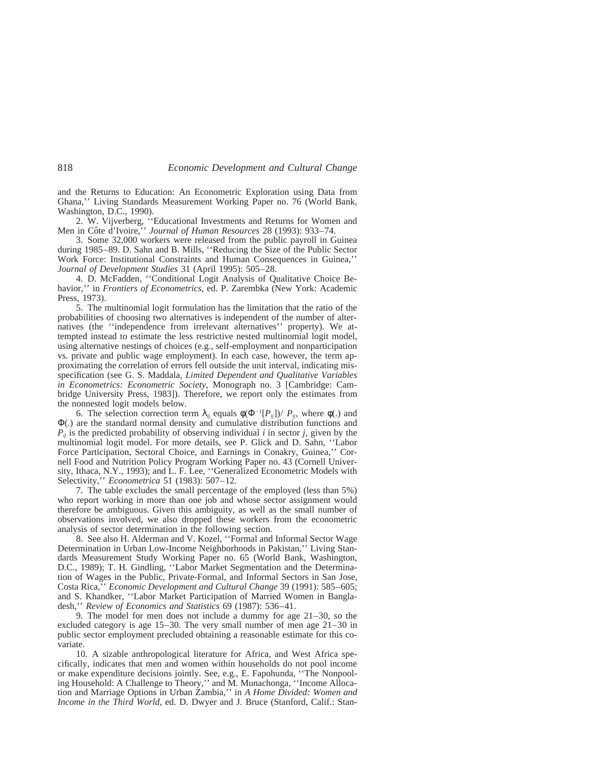and the Returns to Education: An Econometric Exploration using Data from Ghana,'' Living Standards Measurement Working Paper no. 76 (World Bank, Washington, D.C., 1990).

2. W. Vijverberg, ''Educational Investments and Returns for Women and Men in Côte d'Ivoire,'' *Journal of Human Resources* 28 (1993): 933–74.

3. Some 32,000 workers were released from the public payroll in Guinea during 1985–89. D. Sahn and B. Mills, ''Reducing the Size of the Public Sector Work Force: Institutional Constraints and Human Consequences in Guinea,'' *Journal of Development Studies* 31 (April 1995): 505–28.

4. D. McFadden, ''Conditional Logit Analysis of Qualitative Choice Behavior,'' in *Frontiers of Econometrics*, ed. P. Zarembka (New York: Academic Press, 1973).

5. The multinomial logit formulation has the limitation that the ratio of the probabilities of choosing two alternatives is independent of the number of alternatives (the ''independence from irrelevant alternatives'' property). We attempted instead to estimate the less restrictive nested multinomial logit model, using alternative nestings of choices (e.g., self-employment and nonparticipation vs. private and public wage employment). In each case, however, the term approximating the correlation of errors fell outside the unit interval, indicating misspecification (see G. S. Maddala, *Limited Dependent and Qualitative Variables in Econometrics: Econometric Society*, Monograph no. 3 [Cambridge: Cambridge University Press, 1983]). Therefore, we report only the estimates from the nonnested logit models below.

6. The selection correction term $\lambda_{ij}$ equals $\phi(\Phi^{-1}[P_{ij}])/P_{ij}$, where $\phi(.)$ and $\Phi(.)$ are the standard normal density and cumulative distribution functions and $P_{ij}$ is the predicted probability of observing individual *i* in sector *j*, given by the multinomial logit model. For more details, see P. Glick and D. Sahn, ''Labor Force Participation, Sectoral Choice, and Earnings in Conakry, Guinea,'' Cornell Food and Nutrition Policy Program Working Paper no. 43 (Cornell University, Ithaca, N.Y., 1993); and L. F. Lee, ''Generalized Econometric Models with Selectivity,'' *Econometrica* 51 (1983): 507–12.

7. The table excludes the small percentage of the employed (less than 5%) who report working in more than one job and whose sector assignment would therefore be ambiguous. Given this ambiguity, as well as the small number of observations involved, we also dropped these workers from the econometric analysis of sector determination in the following section.

8. See also H. Alderman and V. Kozel, ''Formal and Informal Sector Wage Determination in Urban Low-Income Neighborhoods in Pakistan,'' Living Standards Measurement Study Working Paper no. 65 (World Bank, Washington, D.C., 1989); T. H. Gindling, ''Labor Market Segmentation and the Determination of Wages in the Public, Private-Formal, and Informal Sectors in San Jose, Costa Rica,'' *Economic Development and Cultural Change* 39 (1991): 585–605; and S. Khandker, ''Labor Market Participation of Married Women in Bangladesh,'' *Review of Economics and Statistics* 69 (1987): 536–41.

9. The model for men does not include a dummy for age 21–30, so the excluded category is age 15–30. The very small number of men age 21–30 in public sector employment precluded obtaining a reasonable estimate for this covariate.

10. A sizable anthropological literature for Africa, and West Africa specifically, indicates that men and women within households do not pool income or make expenditure decisions jointly. See, e.g., E. Fapohunda, ''The Nonpooling Household: A Challenge to Theory,'' and M. Munachonga, ''Income Allocation and Marriage Options in Urban Zambia,'' in *A Home Divided: Women and Income in the Third World*, ed. D. Dwyer and J. Bruce (Stanford, Calif.: Stan-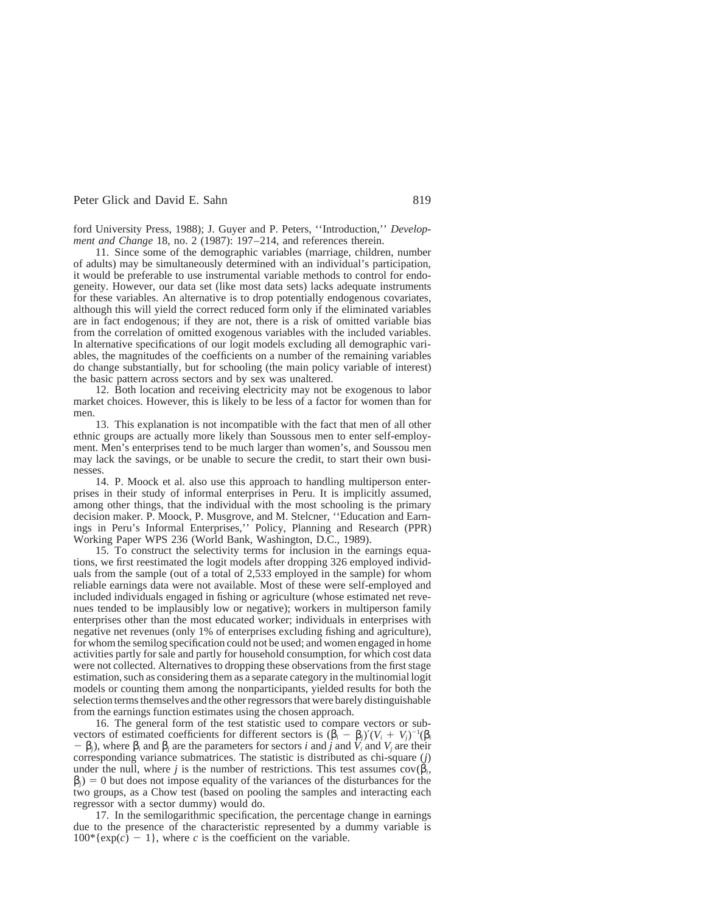ford University Press, 1988); J. Guyer and P. Peters, ''Introduction,'' *Development and Change* 18, no. 2 (1987): 197–214, and references therein.

11. Since some of the demographic variables (marriage, children, number of adults) may be simultaneously determined with an individual's participation, it would be preferable to use instrumental variable methods to control for endogeneity. However, our data set (like most data sets) lacks adequate instruments for these variables. An alternative is to drop potentially endogenous covariates, although this will yield the correct reduced form only if the eliminated variables are in fact endogenous; if they are not, there is a risk of omitted variable bias from the correlation of omitted exogenous variables with the included variables. In alternative specifications of our logit models excluding all demographic variables, the magnitudes of the coefficients on a number of the remaining variables do change substantially, but for schooling (the main policy variable of interest) the basic pattern across sectors and by sex was unaltered.

12. Both location and receiving electricity may not be exogenous to labor market choices. However, this is likely to be less of a factor for women than for men.

13. This explanation is not incompatible with the fact that men of all other ethnic groups are actually more likely than Soussous men to enter self-employment. Men's enterprises tend to be much larger than women's, and Soussou men may lack the savings, or be unable to secure the credit, to start their own businesses.

14. P. Moock et al. also use this approach to handling multiperson enterprises in their study of informal enterprises in Peru. It is implicitly assumed, among other things, that the individual with the most schooling is the primary decision maker. P. Moock, P. Musgrove, and M. Stelcner, ''Education and Earnings in Peru's Informal Enterprises,'' Policy, Planning and Research (PPR) Working Paper WPS 236 (World Bank, Washington, D.C., 1989).

15. To construct the selectivity terms for inclusion in the earnings equations, we first reestimated the logit models after dropping 326 employed individuals from the sample (out of a total of 2,533 employed in the sample) for whom reliable earnings data were not available. Most of these were self-employed and included individuals engaged in fishing or agriculture (whose estimated net revenues tended to be implausibly low or negative); workers in multiperson family enterprises other than the most educated worker; individuals in enterprises with negative net revenues (only 1% of enterprises excluding fishing and agriculture), for whom the semilog specification could not be used; and women engaged in home activities partly for sale and partly for household consumption, for which cost data were not collected. Alternatives to dropping these observations from the first stage estimation, such as considering them as a separate category in the multinomial logit models or counting them among the nonparticipants, yielded results for both the selection terms themselves and the other regressors that were barely distinguishable from the earnings function estimates using the chosen approach.

16. The general form of the test statistic used to compare vectors or subvectors of estimated coefficients for different sectors is $(\beta_i - \beta_j)'(V_i + V_j)^{-1}(\beta_i - \beta_j)$, where $\beta_i$ and $\beta_j$ are the parameters for sectors $i$ and $j$ and $V_i$ and $V_j$ are their corresponding variance submatrices. The statistic is distributed as chi-square ($j$) under the null, where $j$ is the number of restrictions. This test assumes $\text{cov}(\beta_i, \beta_j) = 0$ but does not impose equality of the variances of the disturbances for the two groups, as a Chow test (based on pooling the samples and interacting each regressor with a sector dummy) would do.

17. In the semilogarithmic specification, the percentage change in earnings due to the presence of the characteristic represented by a dummy variable is $100^*\{\exp(c) - 1\}$, where $c$ is the coefficient on the variable.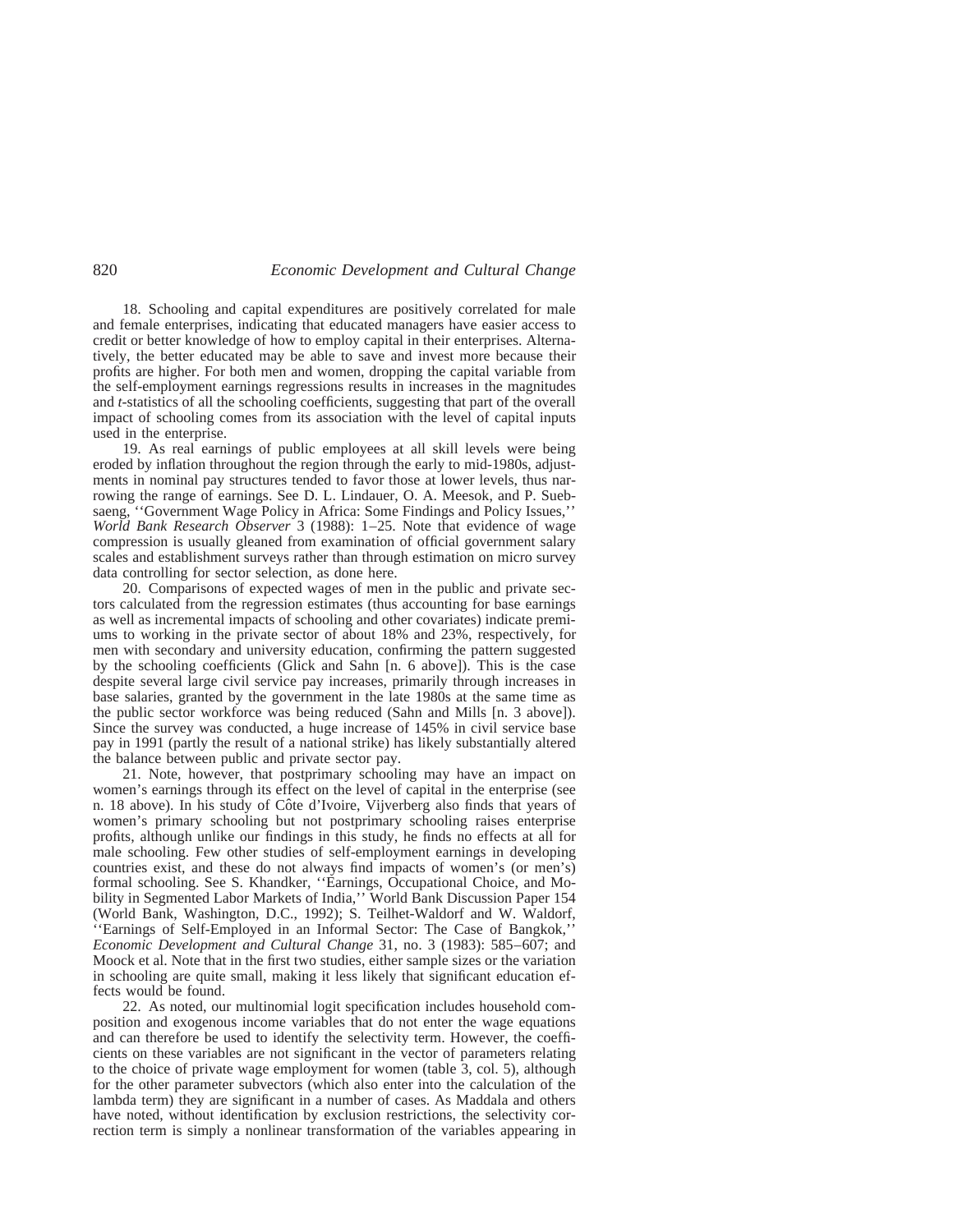18. Schooling and capital expenditures are positively correlated for male and female enterprises, indicating that educated managers have easier access to credit or better knowledge of how to employ capital in their enterprises. Alternatively, the better educated may be able to save and invest more because their profits are higher. For both men and women, dropping the capital variable from the self-employment earnings regressions results in increases in the magnitudes and *t*-statistics of all the schooling coefficients, suggesting that part of the overall impact of schooling comes from its association with the level of capital inputs used in the enterprise.

19. As real earnings of public employees at all skill levels were being eroded by inflation throughout the region through the early to mid-1980s, adjustments in nominal pay structures tended to favor those at lower levels, thus narrowing the range of earnings. See D. L. Lindauer, O. A. Meesok, and P. Suebsaeng, ''Government Wage Policy in Africa: Some Findings and Policy Issues,'' *World Bank Research Observer* 3 (1988): 1–25. Note that evidence of wage compression is usually gleaned from examination of official government salary scales and establishment surveys rather than through estimation on micro survey data controlling for sector selection, as done here.

20. Comparisons of expected wages of men in the public and private sectors calculated from the regression estimates (thus accounting for base earnings as well as incremental impacts of schooling and other covariates) indicate premiums to working in the private sector of about 18% and 23%, respectively, for men with secondary and university education, confirming the pattern suggested by the schooling coefficients (Glick and Sahn [n. 6 above]). This is the case despite several large civil service pay increases, primarily through increases in base salaries, granted by the government in the late 1980s at the same time as the public sector workforce was being reduced (Sahn and Mills [n. 3 above]). Since the survey was conducted, a huge increase of 145% in civil service base pay in 1991 (partly the result of a national strike) has likely substantially altered the balance between public and private sector pay.

21. Note, however, that postprimary schooling may have an impact on women's earnings through its effect on the level of capital in the enterprise (see n. 18 above). In his study of Côte d'Ivoire, Vijverberg also finds that years of women's primary schooling but not postprimary schooling raises enterprise profits, although unlike our findings in this study, he finds no effects at all for male schooling. Few other studies of self-employment earnings in developing countries exist, and these do not always find impacts of women's (or men's) formal schooling. See S. Khandker, ''Earnings, Occupational Choice, and Mobility in Segmented Labor Markets of India,'' World Bank Discussion Paper 154 (World Bank, Washington, D.C., 1992); S. Teilhet-Waldorf and W. Waldorf, ''Earnings of Self-Employed in an Informal Sector: The Case of Bangkok,'' *Economic Development and Cultural Change* 31, no. 3 (1983): 585–607; and Moock et al. Note that in the first two studies, either sample sizes or the variation in schooling are quite small, making it less likely that significant education effects would be found.

22. As noted, our multinomial logit specification includes household composition and exogenous income variables that do not enter the wage equations and can therefore be used to identify the selectivity term. However, the coefficients on these variables are not significant in the vector of parameters relating to the choice of private wage employment for women (table 3, col. 5), although for the other parameter subvectors (which also enter into the calculation of the lambda term) they are significant in a number of cases. As Maddala and others have noted, without identification by exclusion restrictions, the selectivity correction term is simply a nonlinear transformation of the variables appearing in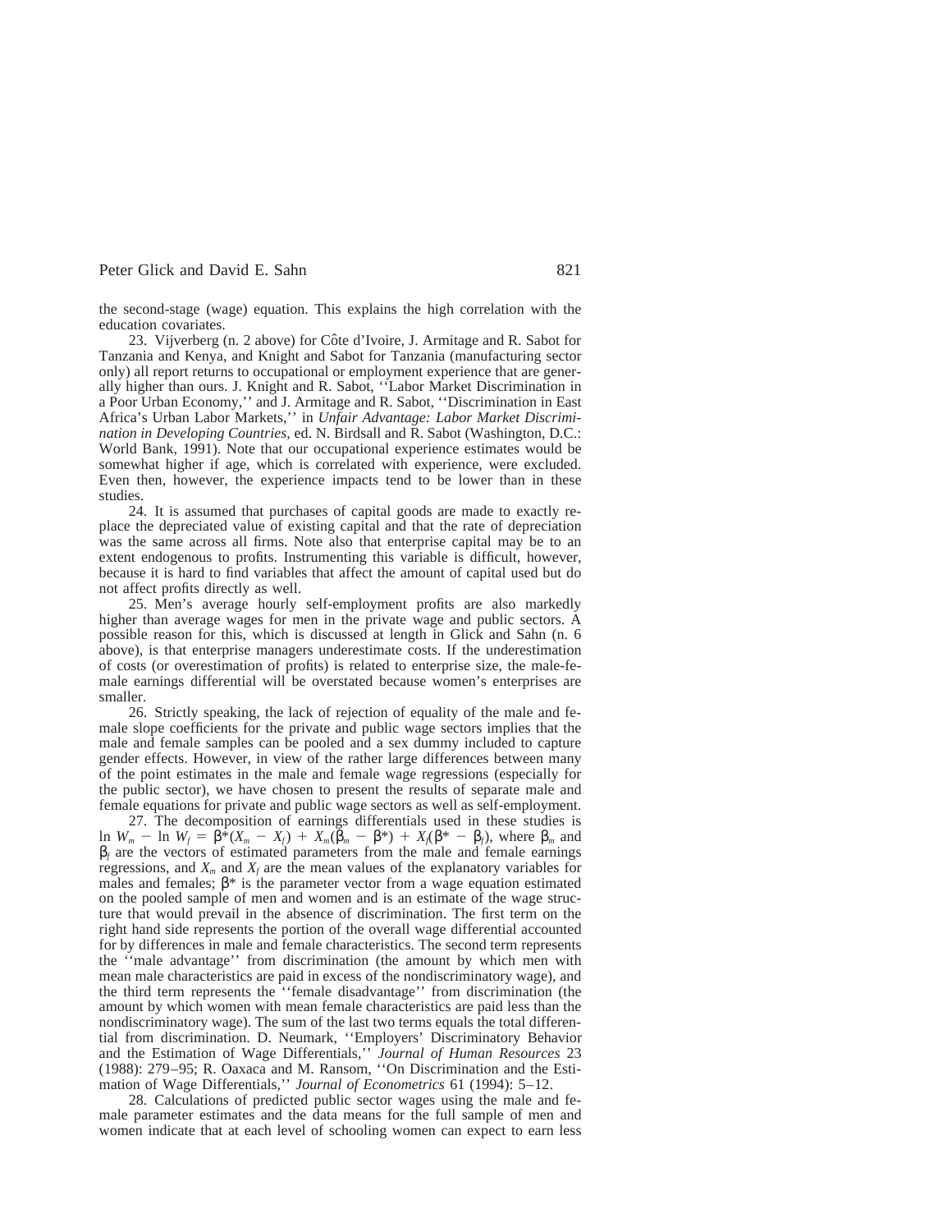the second-stage (wage) equation. This explains the high correlation with the education covariates.

23. Vijverberg (n. 2 above) for Côte d'Ivoire, J. Armitage and R. Sabot for Tanzania and Kenya, and Knight and Sabot for Tanzania (manufacturing sector only) all report returns to occupational or employment experience that are generally higher than ours. J. Knight and R. Sabot, ''Labor Market Discrimination in a Poor Urban Economy,'' and J. Armitage and R. Sabot, ''Discrimination in East Africa's Urban Labor Markets,'' in *Unfair Advantage: Labor Market Discrimination in Developing Countries,* ed. N. Birdsall and R. Sabot (Washington, D.C.: World Bank, 1991). Note that our occupational experience estimates would be somewhat higher if age, which is correlated with experience, were excluded. Even then, however, the experience impacts tend to be lower than in these studies.

24. It is assumed that purchases of capital goods are made to exactly replace the depreciated value of existing capital and that the rate of depreciation was the same across all firms. Note also that enterprise capital may be to an extent endogenous to profits. Instrumenting this variable is difficult, however, because it is hard to find variables that affect the amount of capital used but do not affect profits directly as well.

25. Men's average hourly self-employment profits are also markedly higher than average wages for men in the private wage and public sectors. A possible reason for this, which is discussed at length in Glick and Sahn (n. 6 above), is that enterprise managers underestimate costs. If the underestimation of costs (or overestimation of profits) is related to enterprise size, the male-female earnings differential will be overstated because women's enterprises are smaller.

26. Strictly speaking, the lack of rejection of equality of the male and female slope coefficients for the private and public wage sectors implies that the male and female samples can be pooled and a sex dummy included to capture gender effects. However, in view of the rather large differences between many of the point estimates in the male and female wage regressions (especially for the public sector), we have chosen to present the results of separate male and female equations for private and public wage sectors as well as self-employment.

27. The decomposition of earnings differentials used in these studies is $\ln W_m - \ln W_f = \beta^*(X_m - X_f) + X_m(\beta_m - \beta^*) + X_f(\beta^* - \beta_f)$, where $\beta_m$ and $\beta_f$ are the vectors of estimated parameters from the male and female earnings regressions, and $X_m$ and $X_f$ are the mean values of the explanatory variables for males and females; $\beta^*$ is the parameter vector from a wage equation estimated on the pooled sample of men and women and is an estimate of the wage structure that would prevail in the absence of discrimination. The first term on the right hand side represents the portion of the overall wage differential accounted for by differences in male and female characteristics. The second term represents the ''male advantage'' from discrimination (the amount by which men with mean male characteristics are paid in excess of the nondiscriminatory wage), and the third term represents the ''female disadvantage'' from discrimination (the amount by which women with mean female characteristics are paid less than the nondiscriminatory wage). The sum of the last two terms equals the total differential from discrimination. D. Neumark, ''Employers' Discriminatory Behavior and the Estimation of Wage Differentials,'' *Journal of Human Resources* 23 (1988): 279–95; R. Oaxaca and M. Ransom, ''On Discrimination and the Estimation of Wage Differentials,'' *Journal of Econometrics* 61 (1994): 5–12.

28. Calculations of predicted public sector wages using the male and female parameter estimates and the data means for the full sample of men and women indicate that at each level of schooling women can expect to earn less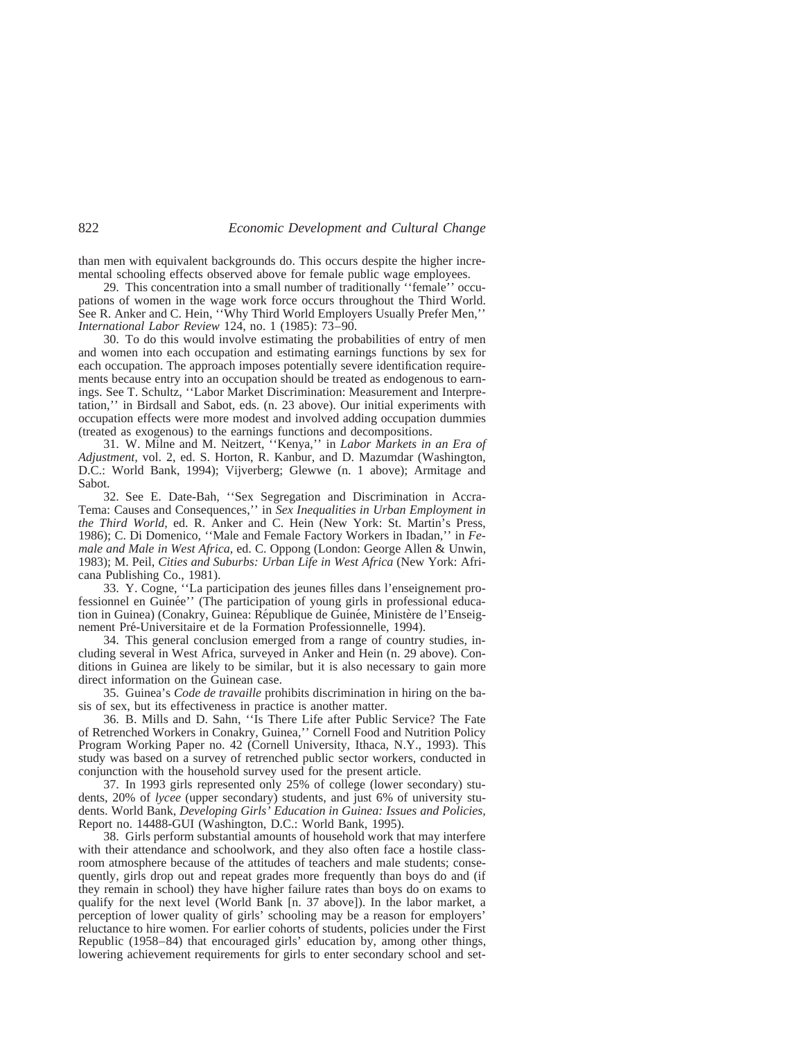than men with equivalent backgrounds do. This occurs despite the higher incremental schooling effects observed above for female public wage employees.

29. This concentration into a small number of traditionally ''female'' occupations of women in the wage work force occurs throughout the Third World. See R. Anker and C. Hein, ''Why Third World Employers Usually Prefer Men,'' *International Labor Review* 124, no. 1 (1985): 73–90.

30. To do this would involve estimating the probabilities of entry of men and women into each occupation and estimating earnings functions by sex for each occupation. The approach imposes potentially severe identification requirements because entry into an occupation should be treated as endogenous to earnings. See T. Schultz, ''Labor Market Discrimination: Measurement and Interpretation,'' in Birdsall and Sabot, eds. (n. 23 above). Our initial experiments with occupation effects were more modest and involved adding occupation dummies (treated as exogenous) to the earnings functions and decompositions.

31. W. Milne and M. Neitzert, ''Kenya,'' in *Labor Markets in an Era of Adjustment*, vol. 2, ed. S. Horton, R. Kanbur, and D. Mazumdar (Washington, D.C.: World Bank, 1994); Vijverberg; Glewwe (n. 1 above); Armitage and Sabot.

32. See E. Date-Bah, ''Sex Segregation and Discrimination in Accra-Tema: Causes and Consequences,'' in *Sex Inequalities in Urban Employment in the Third World*, ed. R. Anker and C. Hein (New York: St. Martin's Press, 1986); C. Di Domenico, ''Male and Female Factory Workers in Ibadan,'' in *Female and Male in West Africa*, ed. C. Oppong (London: George Allen & Unwin, 1983); M. Peil, *Cities and Suburbs: Urban Life in West Africa* (New York: Africana Publishing Co., 1981).

33. Y. Cogne, ''La participation des jeunes filles dans l'enseignement professionnel en Guinée'' (The participation of young girls in professional education in Guinea) (Conakry, Guinea: République de Guinée, Ministère de l'Enseignement Pré-Universitaire et de la Formation Professionnelle, 1994).

34. This general conclusion emerged from a range of country studies, including several in West Africa, surveyed in Anker and Hein (n. 29 above). Conditions in Guinea are likely to be similar, but it is also necessary to gain more direct information on the Guinean case.

35. Guinea's *Code de travaille* prohibits discrimination in hiring on the basis of sex, but its effectiveness in practice is another matter.

36. B. Mills and D. Sahn, ''Is There Life after Public Service? The Fate of Retrenched Workers in Conakry, Guinea,'' Cornell Food and Nutrition Policy Program Working Paper no. 42 (Cornell University, Ithaca, N.Y., 1993). This study was based on a survey of retrenched public sector workers, conducted in conjunction with the household survey used for the present article.

37. In 1993 girls represented only 25% of college (lower secondary) students, 20% of *lycee* (upper secondary) students, and just 6% of university students. World Bank, *Developing Girls' Education in Guinea: Issues and Policies*, Report no. 14488-GUI (Washington, D.C.: World Bank, 1995).

38. Girls perform substantial amounts of household work that may interfere with their attendance and schoolwork, and they also often face a hostile classroom atmosphere because of the attitudes of teachers and male students; consequently, girls drop out and repeat grades more frequently than boys do and (if they remain in school) they have higher failure rates than boys do on exams to qualify for the next level (World Bank [n. 37 above]). In the labor market, a perception of lower quality of girls' schooling may be a reason for employers' reluctance to hire women. For earlier cohorts of students, policies under the First Republic (1958–84) that encouraged girls' education by, among other things, lowering achievement requirements for girls to enter secondary school and set-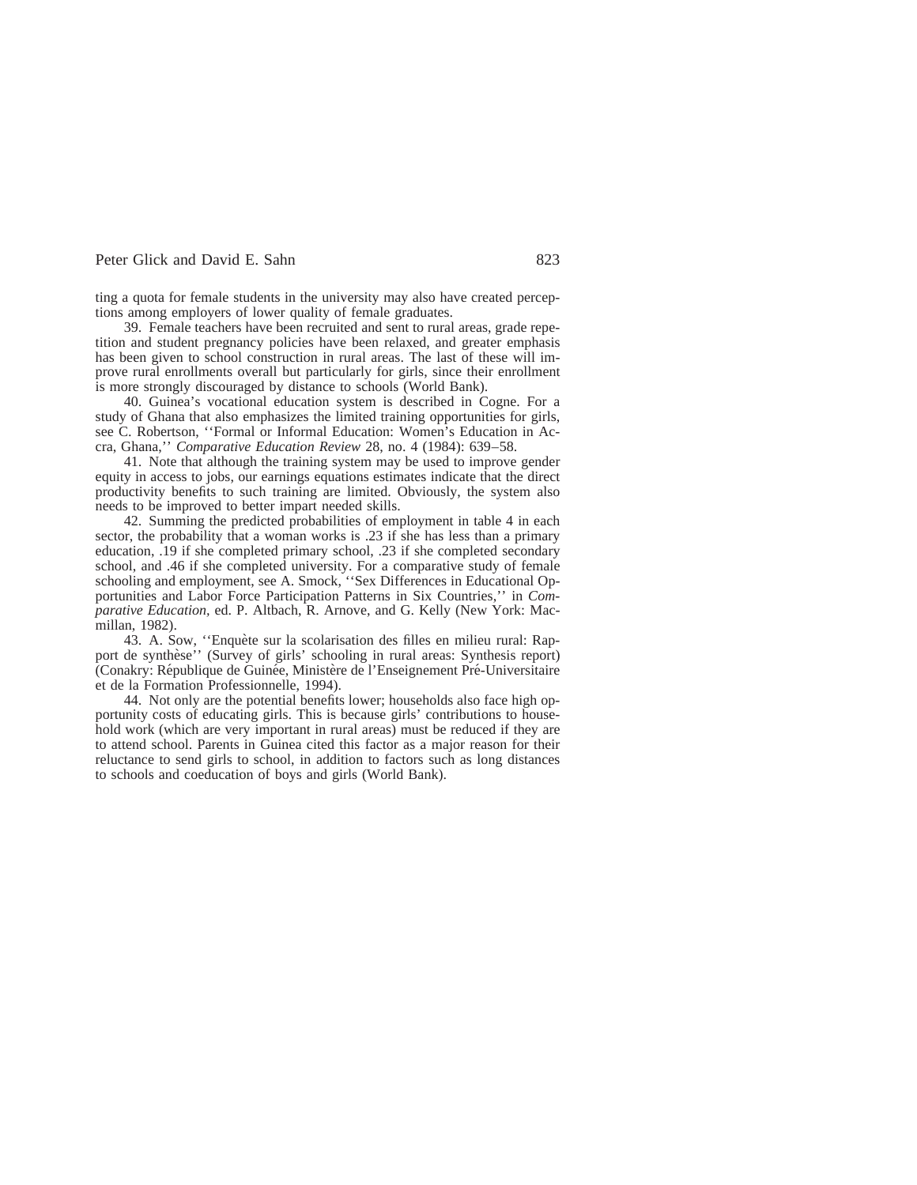ting a quota for female students in the university may also have created perceptions among employers of lower quality of female graduates.

39. Female teachers have been recruited and sent to rural areas, grade repetition and student pregnancy policies have been relaxed, and greater emphasis has been given to school construction in rural areas. The last of these will improve rural enrollments overall but particularly for girls, since their enrollment is more strongly discouraged by distance to schools (World Bank).

40. Guinea's vocational education system is described in Cogne. For a study of Ghana that also emphasizes the limited training opportunities for girls, see C. Robertson, ''Formal or Informal Education: Women's Education in Accra, Ghana,'' *Comparative Education Review* 28, no. 4 (1984): 639–58.

41. Note that although the training system may be used to improve gender equity in access to jobs, our earnings equations estimates indicate that the direct productivity benefits to such training are limited. Obviously, the system also needs to be improved to better impart needed skills.

42. Summing the predicted probabilities of employment in table 4 in each sector, the probability that a woman works is .23 if she has less than a primary education, .19 if she completed primary school, .23 if she completed secondary school, and .46 if she completed university. For a comparative study of female schooling and employment, see A. Smock, ''Sex Differences in Educational Opportunities and Labor Force Participation Patterns in Six Countries,'' in *Comparative Education*, ed. P. Altbach, R. Arnove, and G. Kelly (New York: Macmillan, 1982).

43. A. Sow, ''Enquète sur la scolarisation des filles en milieu rural: Rapport de synthèse'' (Survey of girls' schooling in rural areas: Synthesis report) (Conakry: République de Guinée, Ministère de l'Enseignement Pré-Universitaire et de la Formation Professionnelle, 1994).

44. Not only are the potential benefits lower; households also face high opportunity costs of educating girls. This is because girls' contributions to household work (which are very important in rural areas) must be reduced if they are to attend school. Parents in Guinea cited this factor as a major reason for their reluctance to send girls to school, in addition to factors such as long distances to schools and coeducation of boys and girls (World Bank).